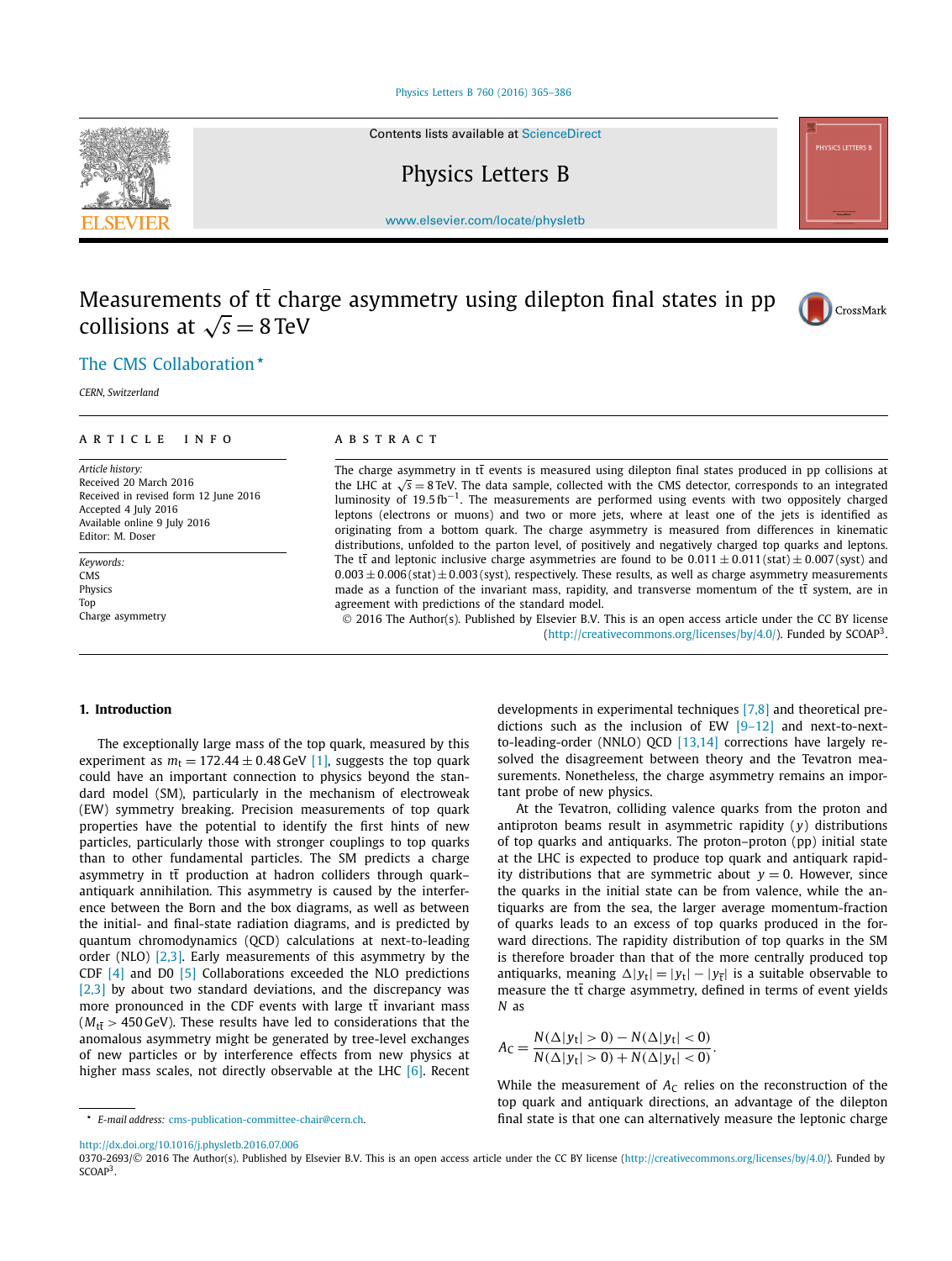# Measurements of $t\bar{t}$ charge asymmetry using dilepton final states in pp collisions at $\sqrt{s} = 8$ TeV

The CMS Collaboration *

*CERN, Switzerland*

---

**ARTICLE INFO**

*Article history:*
Received 20 March 2016
Received in revised form 12 June 2016
Accepted 4 July 2016
Available online 9 July 2016
Editor: M. Doser

*Keywords:*
CMS
Physics
Top
Charge asymmetry

**ABSTRACT**

The charge asymmetry in $t\bar{t}$ events is measured using dilepton final states produced in pp collisions at the LHC at $\sqrt{s} = 8$ TeV. The data sample, collected with the CMS detector, corresponds to an integrated luminosity of 19.5 fb$^{-1}$. The measurements are performed using events with two oppositely charged leptons (electrons or muons) and two or more jets, where at least one of the jets is identified as originating from a bottom quark. The charge asymmetry is measured from differences in kinematic distributions, unfolded to the parton level, of positively and negatively charged top quarks and leptons. The $t\bar{t}$ and leptonic inclusive charge asymmetries are found to be $0.011 \pm 0.011\,(\text{stat}) \pm 0.007\,(\text{syst})$ and $0.003 \pm 0.006\,(\text{stat}) \pm 0.003\,(\text{syst})$, respectively. These results, as well as charge asymmetry measurements made as a function of the invariant mass, rapidity, and transverse momentum of the $t\bar{t}$ system, are in agreement with predictions of the standard model.

© 2016 The Author(s). Published by Elsevier B.V. This is an open access article under the CC BY license (http://creativecommons.org/licenses/by/4.0/). Funded by SCOAP[3].

---

## 1. Introduction

The exceptionally large mass of the top quark, measured by this experiment as $m_t = 172.44 \pm 0.48$ GeV [1], suggests the top quark could have an important connection to physics beyond the standard model (SM), particularly in the mechanism of electroweak (EW) symmetry breaking. Precision measurements of top quark properties have the potential to identify the first hints of new particles, particularly those with stronger couplings to top quarks than to other fundamental particles. The SM predicts a charge asymmetry in $t\bar{t}$ production at hadron colliders through quark–antiquark annihilation. This asymmetry is caused by the interference between the Born and the box diagrams, as well as between the initial- and final-state radiation diagrams, and is predicted by quantum chromodynamics (QCD) calculations at next-to-leading order (NLO) [2,3]. Early measurements of this asymmetry by the CDF [4] and D0 [5] Collaborations exceeded the NLO predictions [2,3] by about two standard deviations, and the discrepancy was more pronounced in the CDF events with large $t\bar{t}$ invariant mass ($M_{t\bar{t}} > 450$ GeV). These results have led to considerations that the anomalous asymmetry might be generated by tree-level exchanges of new particles or by interference effects from new physics at higher mass scales, not directly observable at the LHC [6]. Recent developments in experimental techniques [7,8] and theoretical predictions such as the inclusion of EW [9–12] and next-to-next-to-leading-order (NNLO) QCD [13,14] corrections have largely resolved the disagreement between theory and the Tevatron measurements. Nonetheless, the charge asymmetry remains an important probe of new physics.

At the Tevatron, colliding valence quarks from the proton and antiproton beams result in asymmetric rapidity ($y$) distributions of top quarks and antiquarks. The proton–proton (pp) initial state at the LHC is expected to produce top quark and antiquark rapidity distributions that are symmetric about $y = 0$. However, since the quarks in the initial state can be from valence, while the antiquarks are from the sea, the larger average momentum-fraction of quarks leads to an excess of top quarks produced in the forward directions. The rapidity distribution of top quarks in the SM is therefore broader than that of the more centrally produced top antiquarks, meaning $\Delta|y_t| = |y_t| - |y_{\bar{t}}|$ is a suitable observable to measure the $t\bar{t}$ charge asymmetry, defined in terms of event yields $N$ as

$$A_C = \frac{N(\Delta|y_t| > 0) - N(\Delta|y_t| < 0)}{N(\Delta|y_t| > 0) + N(\Delta|y_t| < 0)}.$$

While the measurement of $A_C$ relies on the reconstruction of the top quark and antiquark directions, an advantage of the dilepton final state is that one can alternatively measure the leptonic charge

---

\* *E-mail address:* cms-publication-committee-chair@cern.ch.

http://dx.doi.org/10.1016/j.physletb.2016.07.006
0370-2693/© 2016 The Author(s). Published by Elsevier B.V. This is an open access article under the CC BY license (http://creativecommons.org/licenses/by/4.0/). Funded by SCOAP[3].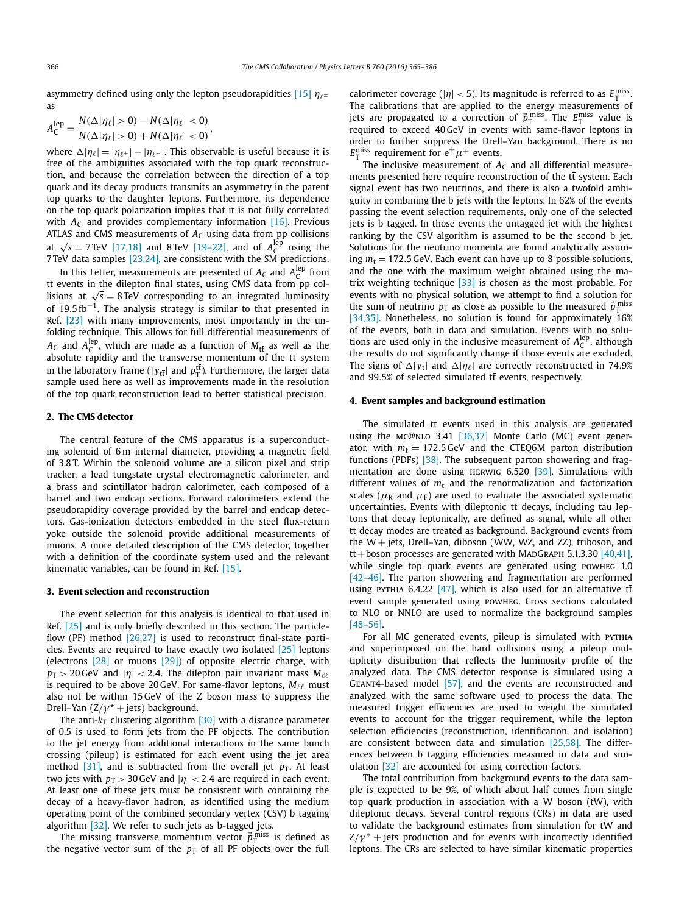asymmetry defined using only the lepton pseudorapidities [15] $\eta_{\ell^\pm}$ as

$$A_C^{\text{lep}} = \frac{N(\Delta|\eta_\ell| > 0) - N(\Delta|\eta_\ell| < 0)}{N(\Delta|\eta_\ell| > 0) + N(\Delta|\eta_\ell| < 0)},$$

where $\Delta|\eta_\ell| = |\eta_{\ell^+}| - |\eta_{\ell^-}|$. This observable is useful because it is free of the ambiguities associated with the top quark reconstruction, and because the correlation between the direction of a top quark and its decay products transmits an asymmetry in the parent top quarks to the daughter leptons. Furthermore, its dependence on the top quark polarization implies that it is not fully correlated with $A_C$ and provides complementary information [16]. Previous ATLAS and CMS measurements of $A_C$ using data from pp collisions at $\sqrt{s} = 7\,\text{TeV}$ [17,18] and 8 TeV [19–22], and of $A_C^{\text{lep}}$ using the 7 TeV data samples [23,24], are consistent with the SM predictions.

In this Letter, measurements are presented of $A_C$ and $A_C^{\text{lep}}$ from $\text{t}\bar{\text{t}}$ events in the dilepton final states, using CMS data from pp collisions at $\sqrt{s} = 8\,\text{TeV}$ corresponding to an integrated luminosity of $19.5\,\text{fb}^{-1}$. The analysis strategy is similar to that presented in Ref. [23] with many improvements, most importantly in the unfolding technique. This allows for full differential measurements of $A_C$ and $A_C^{\text{lep}}$, which are made as a function of $M_{\text{t}\bar{\text{t}}}$ as well as the absolute rapidity and the transverse momentum of the $\text{t}\bar{\text{t}}$ system in the laboratory frame ($|y_{\text{t}\bar{\text{t}}}|$ and $p_{\text{T}}^{\text{t}\bar{\text{t}}}$). Furthermore, the larger data sample used here as well as improvements made in the resolution of the top quark reconstruction lead to better statistical precision.

## 2. The CMS detector

The central feature of the CMS apparatus is a superconducting solenoid of 6 m internal diameter, providing a magnetic field of 3.8 T. Within the solenoid volume are a silicon pixel and strip tracker, a lead tungstate crystal electromagnetic calorimeter, and a brass and scintillator hadron calorimeter, each composed of a barrel and two endcap sections. Forward calorimeters extend the pseudorapidity coverage provided by the barrel and endcap detectors. Gas-ionization detectors embedded in the steel flux-return yoke outside the solenoid provide additional measurements of muons. A more detailed description of the CMS detector, together with a definition of the coordinate system used and the relevant kinematic variables, can be found in Ref. [15].

## 3. Event selection and reconstruction

The event selection for this analysis is identical to that used in Ref. [25] and is only briefly described in this section. The particle-flow (PF) method [26,27] is used to reconstruct final-state particles. Events are required to have exactly two isolated [25] leptons (electrons [28] or muons [29]) of opposite electric charge, with $p_{\text{T}} > 20\,\text{GeV}$ and $|\eta| < 2.4$. The dilepton pair invariant mass $M_{\ell\ell}$ is required to be above 20 GeV. For same-flavor leptons, $M_{\ell\ell}$ must also not be within 15 GeV of the Z boson mass to suppress the Drell–Yan ($\text{Z}/\gamma^\star$ + jets) background.

The anti-$k_{\text{T}}$ clustering algorithm [30] with a distance parameter of 0.5 is used to form jets from the PF objects. The contribution to the jet energy from additional interactions in the same bunch crossing (pileup) is estimated for each event using the jet area method [31], and is subtracted from the overall jet $p_{\text{T}}$. At least two jets with $p_{\text{T}} > 30\,\text{GeV}$ and $|\eta| < 2.4$ are required in each event. At least one of these jets must be consistent with containing the decay of a heavy-flavor hadron, as identified using the medium operating point of the combined secondary vertex (CSV) b tagging algorithm [32]. We refer to such jets as b-tagged jets.

The missing transverse momentum vector $\vec{p}_{\text{T}}^{\,\text{miss}}$ is defined as the negative vector sum of the $p_{\text{T}}$ of all PF objects over the full calorimeter coverage ($|\eta| < 5$). Its magnitude is referred to as $E_{\text{T}}^{\text{miss}}$. The calibrations that are applied to the energy measurements of jets are propagated to a correction of $\vec{p}_{\text{T}}^{\,\text{miss}}$. The $E_{\text{T}}^{\text{miss}}$ value is required to exceed 40 GeV in events with same-flavor leptons in order to further suppress the Drell–Yan background. There is no $E_{\text{T}}^{\text{miss}}$ requirement for $\text{e}^\pm\mu^\mp$ events.

The inclusive measurement of $A_C$ and all differential measurements presented here require reconstruction of the $\text{t}\bar{\text{t}}$ system. Each signal event has two neutrinos, and there is also a twofold ambiguity in combining the b jets with the leptons. In 62% of the events passing the event selection requirements, only one of the selected jets is b tagged. In those events the untagged jet with the highest ranking by the CSV algorithm is assumed to be the second b jet. Solutions for the neutrino momenta are found analytically assuming $m_{\text{t}} = 172.5\,\text{GeV}$. Each event can have up to 8 possible solutions, and the one with the maximum weight obtained using the matrix weighting technique [33] is chosen as the most probable. For events with no physical solution, we attempt to find a solution for the sum of neutrino $p_{\text{T}}$ as close as possible to the measured $\vec{p}_{\text{T}}^{\,\text{miss}}$ [34,35]. Nonetheless, no solution is found for approximately 16% of the events, both in data and simulation. Events with no solutions are used only in the inclusive measurement of $A_C^{\text{lep}}$, although the results do not significantly change if those events are excluded. The signs of $\Delta|y_{\text{t}}|$ and $\Delta|\eta_\ell|$ are correctly reconstructed in 74.9% and 99.5% of selected simulated $\text{t}\bar{\text{t}}$ events, respectively.

## 4. Event samples and background estimation

The simulated $\text{t}\bar{\text{t}}$ events used in this analysis are generated using the MC@NLO 3.41 [36,37] Monte Carlo (MC) event generator, with $m_{\text{t}} = 172.5\,\text{GeV}$ and the CTEQ6M parton distribution functions (PDFs) [38]. The subsequent parton showering and fragmentation are done using HERWIG 6.520 [39]. Simulations with different values of $m_{\text{t}}$ and the renormalization and factorization scales ($\mu_{\text{R}}$ and $\mu_{\text{F}}$) are used to evaluate the associated systematic uncertainties. Events with dileptonic $\text{t}\bar{\text{t}}$ decays, including tau leptons that decay leptonically, are defined as signal, while all other $\text{t}\bar{\text{t}}$ decay modes are treated as background. Background events from the W + jets, Drell–Yan, diboson (WW, WZ, and ZZ), triboson, and $\text{t}\bar{\text{t}}$+boson processes are generated with MadGraph 5.1.3.30 [40,41], while single top quark events are generated using POWHEG 1.0 [42–46]. The parton showering and fragmentation are performed using PYTHIA 6.4.22 [47], which is also used for an alternative $\text{t}\bar{\text{t}}$ event sample generated using POWHEG. Cross sections calculated to NLO or NNLO are used to normalize the background samples [48–56].

For all MC generated events, pileup is simulated with PYTHIA and superimposed on the hard collisions using a pileup multiplicity distribution that reflects the luminosity profile of the analyzed data. The CMS detector response is simulated using a Geant4-based model [57], and the events are reconstructed and analyzed with the same software used to process the data. The measured trigger efficiencies are used to weight the simulated events to account for the trigger requirement, while the lepton selection efficiencies (reconstruction, identification, and isolation) are consistent between data and simulation [25,58]. The differences between b tagging efficiencies measured in data and simulation [32] are accounted for using correction factors.

The total contribution from background events to the data sample is expected to be 9%, of which about half comes from single top quark production in association with a W boson (tW), with dileptonic decays. Several control regions (CRs) in data are used to validate the background estimates from simulation for tW and $\text{Z}/\gamma^*$ + jets production and for events with incorrectly identified leptons. The CRs are selected to have similar kinematic properties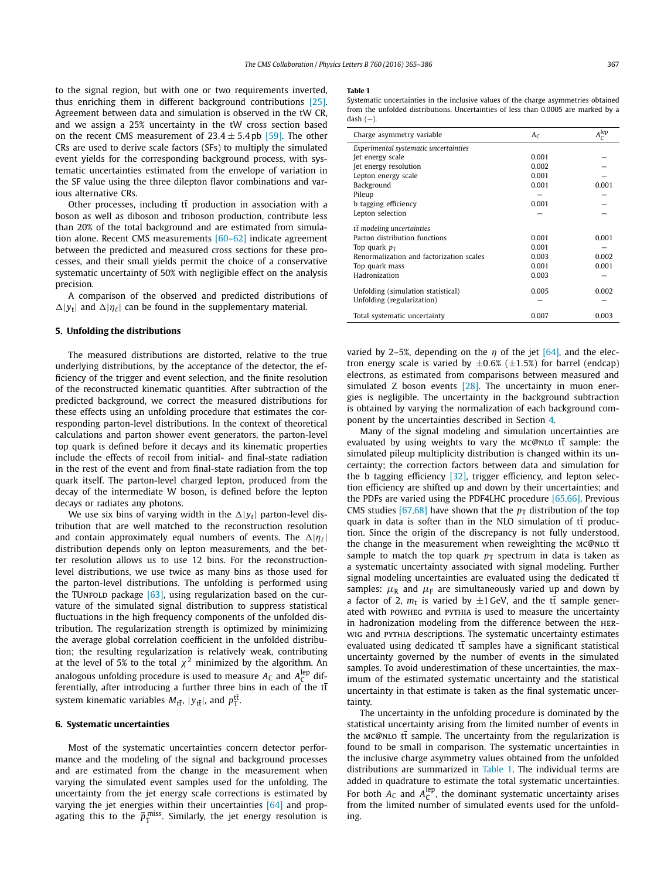to the signal region, but with one or two requirements inverted, thus enriching them in different background contributions [25]. Agreement between data and simulation is observed in the tW CR, and we assign a 25% uncertainty in the tW cross section based on the recent CMS measurement of $23.4 \pm 5.4$ pb [59]. The other CRs are used to derive scale factors (SFs) to multiply the simulated event yields for the corresponding background process, with systematic uncertainties estimated from the envelope of variation in the SF value using the three dilepton flavor combinations and various alternative CRs.

Other processes, including $\mathrm{t\bar{t}}$ production in association with a boson as well as diboson and triboson production, contribute less than 20% of the total background and are estimated from simulation alone. Recent CMS measurements [60–62] indicate agreement between the predicted and measured cross sections for these processes, and their small yields permit the choice of a conservative systematic uncertainty of 50% with negligible effect on the analysis precision.

A comparison of the observed and predicted distributions of $\Delta|y_{\mathrm{t}}|$ and $\Delta|\eta_{\ell}|$ can be found in the supplementary material.

## 5. Unfolding the distributions

The measured distributions are distorted, relative to the true underlying distributions, by the acceptance of the detector, the efficiency of the trigger and event selection, and the finite resolution of the reconstructed kinematic quantities. After subtraction of the predicted background, we correct the measured distributions for these effects using an unfolding procedure that estimates the corresponding parton-level distributions. In the context of theoretical calculations and parton shower event generators, the parton-level top quark is defined before it decays and its kinematic properties include the effects of recoil from initial- and final-state radiation in the rest of the event and from final-state radiation from the top quark itself. The parton-level charged lepton, produced from the decay of the intermediate W boson, is defined before the lepton decays or radiates any photons.

We use six bins of varying width in the $\Delta|y_{\mathrm{t}}|$ parton-level distribution that are well matched to the reconstruction resolution and contain approximately equal numbers of events. The $\Delta|\eta_{\ell}|$ distribution depends only on lepton measurements, and the better resolution allows us to use 12 bins. For the reconstruction-level distributions, we use twice as many bins as those used for the parton-level distributions. The unfolding is performed using the TUnfold package [63], using regularization based on the curvature of the simulated signal distribution to suppress statistical fluctuations in the high frequency components of the unfolded distribution. The regularization strength is optimized by minimizing the average global correlation coefficient in the unfolded distribution; the resulting regularization is relatively weak, contributing at the level of 5% to the total $\chi^2$ minimized by the algorithm. An analogous unfolding procedure is used to measure $A_{\mathrm{C}}$ and $A_{\mathrm{C}}^{\mathrm{lep}}$ differentially, after introducing a further three bins in each of the $\mathrm{t\bar{t}}$ system kinematic variables $M_{\mathrm{t\bar{t}}}$, $|y_{\mathrm{t\bar{t}}}|$, and $p_{\mathrm{T}}^{\mathrm{t\bar{t}}}$.

## 6. Systematic uncertainties

Most of the systematic uncertainties concern detector performance and the modeling of the signal and background processes and are estimated from the change in the measurement when varying the simulated event samples used for the unfolding. The uncertainty from the jet energy scale corrections is estimated by varying the jet energies within their uncertainties [64] and propagating this to the $\vec{p}_{\mathrm{T}}^{\mathrm{miss}}$. Similarly, the jet energy resolution is varied by 2–5%, depending on the $\eta$ of the jet [64], and the electron energy scale is varied by $\pm 0.6\%$ ($\pm 1.5\%$) for barrel (endcap) electrons, as estimated from comparisons between measured and simulated Z boson events [28]. The uncertainty in muon energies is negligible. The uncertainty in the background subtraction is obtained by varying the normalization of each background component by the uncertainties described in Section 4.

Many of the signal modeling and simulation uncertainties are evaluated by using weights to vary the MC@NLO $\mathrm{t\bar{t}}$ sample: the simulated pileup multiplicity distribution is changed within its uncertainty; the correction factors between data and simulation for the b tagging efficiency [32], trigger efficiency, and lepton selection efficiency are shifted up and down by their uncertainties; and the PDFs are varied using the PDF4LHC procedure [65,66]. Previous CMS studies [67,68] have shown that the $p_{\mathrm{T}}$ distribution of the top quark in data is softer than in the NLO simulation of $\mathrm{t\bar{t}}$ production. Since the origin of the discrepancy is not fully understood, the change in the measurement when reweighting the MC@NLO $\mathrm{t\bar{t}}$ sample to match the top quark $p_{\mathrm{T}}$ spectrum in data is taken as a systematic uncertainty associated with signal modeling. Further signal modeling uncertainties are evaluated using the dedicated $\mathrm{t\bar{t}}$ samples: $\mu_{\mathrm{R}}$ and $\mu_{\mathrm{F}}$ are simultaneously varied up and down by a factor of 2, $m_{\mathrm{t}}$ is varied by $\pm 1$ GeV, and the $\mathrm{t\bar{t}}$ sample generated with POWHEG and PYTHIA is used to measure the uncertainty in hadronization modeling from the difference between the HERWIG and PYTHIA descriptions. The systematic uncertainty estimates evaluated using dedicated $\mathrm{t\bar{t}}$ samples have a significant statistical uncertainty governed by the number of events in the simulated samples. To avoid underestimation of these uncertainties, the maximum of the estimated systematic uncertainty and the statistical uncertainty in that estimate is taken as the final systematic uncertainty.

The uncertainty in the unfolding procedure is dominated by the statistical uncertainty arising from the limited number of events in the MC@NLO $\mathrm{t\bar{t}}$ sample. The uncertainty from the regularization is found to be small in comparison. The systematic uncertainties in the inclusive charge asymmetry values obtained from the unfolded distributions are summarized in Table 1. The individual terms are added in quadrature to estimate the total systematic uncertainties. For both $A_{\mathrm{C}}$ and $A_{\mathrm{C}}^{\mathrm{lep}}$, the dominant systematic uncertainty arises from the limited number of simulated events used for the unfolding.

**Table 1**
Systematic uncertainties in the inclusive values of the charge asymmetries obtained from the unfolded distributions. Uncertainties of less than 0.0005 are marked by a dash (–).

| Charge asymmetry variable | $A_{\mathrm{C}}$ | $A_{\mathrm{C}}^{\mathrm{lep}}$ |
|---|---|---|
| *Experimental systematic uncertainties* | | |
| Jet energy scale | 0.001 | – |
| Jet energy resolution | 0.002 | – |
| Lepton energy scale | 0.001 | – |
| Background | 0.001 | 0.001 |
| Pileup | – | – |
| b tagging efficiency | 0.001 | – |
| Lepton selection | – | – |
| *$\mathrm{t\bar{t}}$ modeling uncertainties* | | |
| Parton distribution functions | 0.001 | 0.001 |
| Top quark $p_{\mathrm{T}}$ | 0.001 | – |
| Renormalization and factorization scales | 0.003 | 0.002 |
| Top quark mass | 0.001 | 0.001 |
| Hadronization | 0.003 | – |
| Unfolding (simulation statistical) | 0.005 | 0.002 |
| Unfolding (regularization) | – | – |
| Total systematic uncertainty | 0.007 | 0.003 |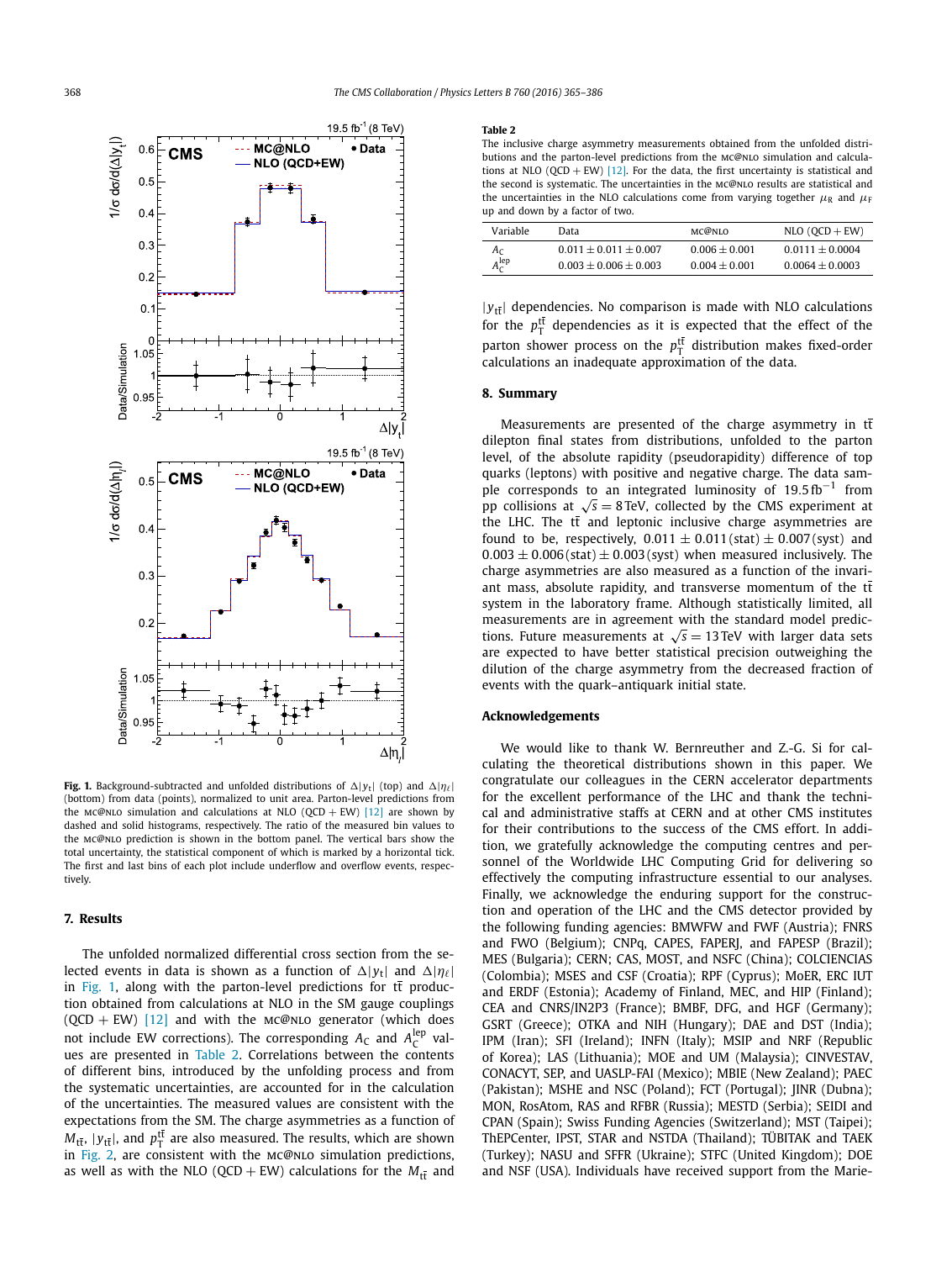**Fig. 1.** Background-subtracted and unfolded distributions of $\Delta|y_t|$ (top) and $\Delta|\eta_\ell|$ (bottom) from data (points), normalized to unit area. Parton-level predictions from the MC@NLO simulation and calculations at NLO (QCD + EW) [12] are shown by dashed and solid histograms, respectively. The ratio of the measured bin values to the MC@NLO prediction is shown in the bottom panel. The vertical bars show the total uncertainty, the statistical component of which is marked by a horizontal tick. The first and last bins of each plot include underflow and overflow events, respectively.

## 7. Results

The unfolded normalized differential cross section from the selected events in data is shown as a function of $\Delta|y_t|$ and $\Delta|\eta_\ell|$ in Fig. 1, along with the parton-level predictions for $t\bar{t}$ production obtained from calculations at NLO in the SM gauge couplings (QCD + EW) [12] and with the MC@NLO generator (which does not include EW corrections). The corresponding $A_C$ and $A_C^{lep}$ values are presented in Table 2. Correlations between the contents of different bins, introduced by the unfolding process and from the systematic uncertainties, are accounted for in the calculation of the uncertainties. The measured values are consistent with the expectations from the SM. The charge asymmetries as a function of $M_{t\bar{t}}$, $|y_{t\bar{t}}|$, and $p_T^{t\bar{t}}$ are also measured. The results, which are shown in Fig. 2, are consistent with the MC@NLO simulation predictions, as well as with the NLO (QCD + EW) calculations for the $M_{t\bar{t}}$ and $|y_{t\bar{t}}|$ dependencies. No comparison is made with NLO calculations for the $p_T^{t\bar{t}}$ dependencies as it is expected that the effect of the parton shower process on the $p_T^{t\bar{t}}$ distribution makes fixed-order calculations an inadequate approximation of the data.

**Table 2**
The inclusive charge asymmetry measurements obtained from the unfolded distributions and the parton-level predictions from the MC@NLO simulation and calculations at NLO (QCD + EW) [12]. For the data, the first uncertainty is statistical and the second is systematic. The uncertainties in the MC@NLO results are statistical and the uncertainties in the NLO calculations come from varying together $\mu_R$ and $\mu_F$ up and down by a factor of two.

| Variable | Data | MC@NLO | NLO (QCD + EW) |
|---|---|---|---|
| $A_C$ | $0.011 \pm 0.011 \pm 0.007$ | $0.006 \pm 0.001$ | $0.0111 \pm 0.0004$ |
| $A_C^{lep}$ | $0.003 \pm 0.006 \pm 0.003$ | $0.004 \pm 0.001$ | $0.0064 \pm 0.0003$ |

## 8. Summary

Measurements are presented of the charge asymmetry in $t\bar{t}$ dilepton final states from distributions, unfolded to the parton level, of the absolute rapidity (pseudorapidity) difference of top quarks (leptons) with positive and negative charge. The data sample corresponds to an integrated luminosity of $19.5\,\text{fb}^{-1}$ from pp collisions at $\sqrt{s} = 8\,\text{TeV}$, collected by the CMS experiment at the LHC. The $t\bar{t}$ and leptonic inclusive charge asymmetries are found to be, respectively, $0.011 \pm 0.011\,(\text{stat}) \pm 0.007\,(\text{syst})$ and $0.003 \pm 0.006\,(\text{stat}) \pm 0.003\,(\text{syst})$ when measured inclusively. The charge asymmetries are also measured as a function of the invariant mass, absolute rapidity, and transverse momentum of the $t\bar{t}$ system in the laboratory frame. Although statistically limited, all measurements are in agreement with the standard model predictions. Future measurements at $\sqrt{s} = 13\,\text{TeV}$ with larger data sets are expected to have better statistical precision outweighing the dilution of the charge asymmetry from the decreased fraction of events with the quark–antiquark initial state.

## Acknowledgements

We would like to thank W. Bernreuther and Z.-G. Si for calculating the theoretical distributions shown in this paper. We congratulate our colleagues in the CERN accelerator departments for the excellent performance of the LHC and thank the technical and administrative staffs at CERN and at other CMS institutes for their contributions to the success of the CMS effort. In addition, we gratefully acknowledge the computing centres and personnel of the Worldwide LHC Computing Grid for delivering so effectively the computing infrastructure essential to our analyses. Finally, we acknowledge the enduring support for the construction and operation of the LHC and the CMS detector provided by the following funding agencies: BMWFW and FWF (Austria); FNRS and FWO (Belgium); CNPq, CAPES, FAPERJ, and FAPESP (Brazil); MES (Bulgaria); CERN; CAS, MOST, and NSFC (China); COLCIENCIAS (Colombia); MSES and CSF (Croatia); RPF (Cyprus); MoER, ERC IUT and ERDF (Estonia); Academy of Finland, MEC, and HIP (Finland); CEA and CNRS/IN2P3 (France); BMBF, DFG, and HGF (Germany); GSRT (Greece); OTKA and NIH (Hungary); DAE and DST (India); IPM (Iran); SFI (Ireland); INFN (Italy); MSIP and NRF (Republic of Korea); LAS (Lithuania); MOE and UM (Malaysia); CINVESTAV, CONACYT, SEP, and UASLP-FAI (Mexico); MBIE (New Zealand); PAEC (Pakistan); MSHE and NSC (Poland); FCT (Portugal); JINR (Dubna); MON, RosAtom, RAS and RFBR (Russia); MESTD (Serbia); SEIDI and CPAN (Spain); Swiss Funding Agencies (Switzerland); MST (Taipei); ThEPCenter, IPST, STAR and NSTDA (Thailand); TÜBITAK and TAEK (Turkey); NASU and SFFR (Ukraine); STFC (United Kingdom); DOE and NSF (USA). Individuals have received support from the Marie-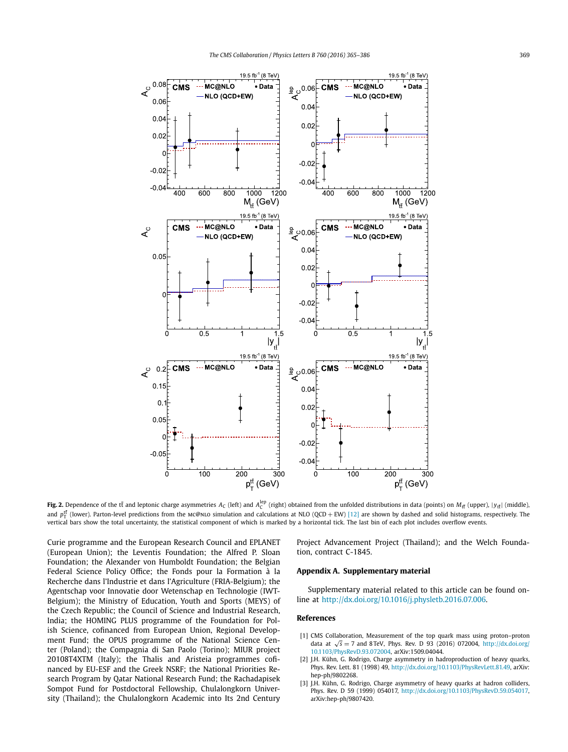**Fig. 2.** Dependence of the $t\bar{t}$ and leptonic charge asymmetries $A_C$ (left) and $A_C^{\text{lep}}$ (right) obtained from the unfolded distributions in data (points) on $M_{t\bar{t}}$ (upper), $|y_{t\bar{t}}|$ (middle), and $p_T^{t\bar{t}}$ (lower). Parton-level predictions from the MC@NLO simulation and calculations at NLO (QCD + EW) [12] are shown by dashed and solid histograms, respectively. The vertical bars show the total uncertainty, the statistical component of which is marked by a horizontal tick. The last bin of each plot includes overflow events.

Curie programme and the European Research Council and EPLANET (European Union); the Leventis Foundation; the Alfred P. Sloan Foundation; the Alexander von Humboldt Foundation; the Belgian Federal Science Policy Office; the Fonds pour la Formation à la Recherche dans l'Industrie et dans l'Agriculture (FRIA-Belgium); the Agentschap voor Innovatie door Wetenschap en Technologie (IWT-Belgium); the Ministry of Education, Youth and Sports (MEYS) of the Czech Republic; the Council of Science and Industrial Research, India; the HOMING PLUS programme of the Foundation for Polish Science, cofinanced from European Union, Regional Development Fund; the OPUS programme of the National Science Center (Poland); the Compagnia di San Paolo (Torino); MIUR project 20108T4XTM (Italy); the Thalis and Aristeia programmes cofinanced by EU-ESF and the Greek NSRF; the National Priorities Research Program by Qatar National Research Fund; the Rachadapisek Sompot Fund for Postdoctoral Fellowship, Chulalongkorn University (Thailand); the Chulalongkorn Academic into Its 2nd Century Project Advancement Project (Thailand); and the Welch Foundation, contract C-1845.

## Appendix A. Supplementary material

Supplementary material related to this article can be found online at http://dx.doi.org/10.1016/j.physletb.2016.07.006.

## References

[1] CMS Collaboration, Measurement of the top quark mass using proton–proton data at $\sqrt{s} = 7$ and 8 TeV, Phys. Rev. D 93 (2016) 072004, http://dx.doi.org/10.1103/PhysRevD.93.072004, arXiv:1509.04044.

[2] J.H. Kühn, G. Rodrigo, Charge asymmetry in hadroproduction of heavy quarks, Phys. Rev. Lett. 81 (1998) 49, http://dx.doi.org/10.1103/PhysRevLett.81.49, arXiv:hep-ph/9802268.

[3] J.H. Kühn, G. Rodrigo, Charge asymmetry of heavy quarks at hadron colliders, Phys. Rev. D 59 (1999) 054017, http://dx.doi.org/10.1103/PhysRevD.59.054017, arXiv:hep-ph/9807420.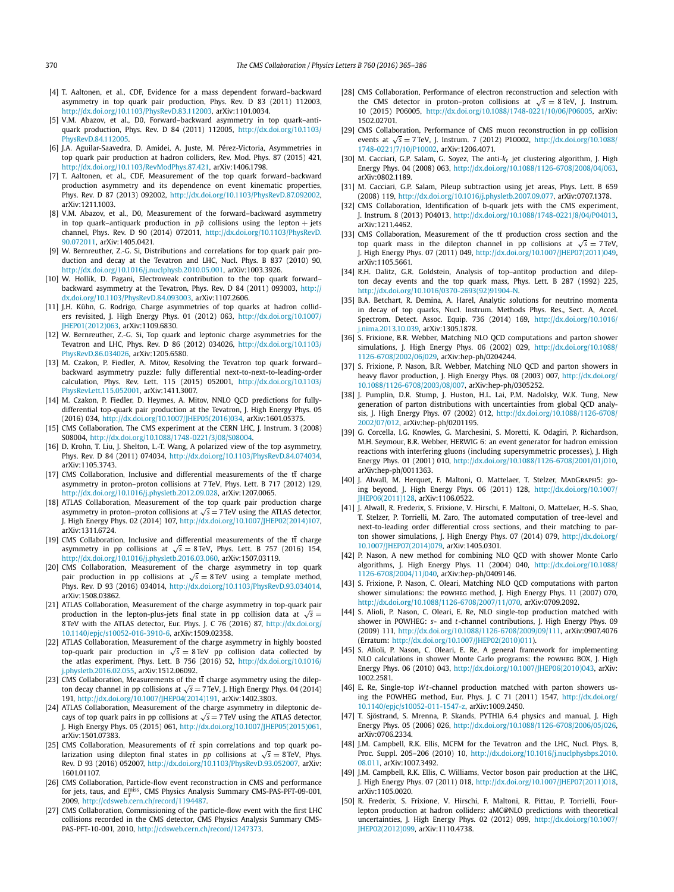[4] T. Aaltonen, et al., CDF, Evidence for a mass dependent forward–backward asymmetry in top quark pair production, Phys. Rev. D 83 (2011) 112003, http://dx.doi.org/10.1103/PhysRevD.83.112003, arXiv:1101.0034.

[5] V.M. Abazov, et al., D0, Forward–backward asymmetry in top quark–antiquark production, Phys. Rev. D 84 (2011) 112005, http://dx.doi.org/10.1103/PhysRevD.84.112005.

[6] J.A. Aguilar-Saavedra, D. Amidei, A. Juste, M. Pérez-Victoria, Asymmetries in top quark pair production at hadron colliders, Rev. Mod. Phys. 87 (2015) 421, http://dx.doi.org/10.1103/RevModPhys.87.421, arXiv:1406.1798.

[7] T. Aaltonen, et al., CDF, Measurement of the top quark forward–backward production asymmetry and its dependence on event kinematic properties, Phys. Rev. D 87 (2013) 092002, http://dx.doi.org/10.1103/PhysRevD.87.092002, arXiv:1211.1003.

[8] V.M. Abazov, et al., D0, Measurement of the forward–backward asymmetry in top quark–antiquark production in $p\bar{p}$ collisions using the lepton + jets channel, Phys. Rev. D 90 (2014) 072011, http://dx.doi.org/10.1103/PhysRevD.90.072011, arXiv:1405.0421.

[9] W. Bernreuther, Z.-G. Si, Distributions and correlations for top quark pair production and decay at the Tevatron and LHC, Nucl. Phys. B 837 (2010) 90, http://dx.doi.org/10.1016/j.nuclphysb.2010.05.001, arXiv:1003.3926.

[10] W. Hollik, D. Pagani, Electroweak contribution to the top quark forward–backward asymmetry at the Tevatron, Phys. Rev. D 84 (2011) 093003, http://dx.doi.org/10.1103/PhysRevD.84.093003, arXiv:1107.2606.

[11] J.H. Kühn, G. Rodrigo, Charge asymmetries of top quarks at hadron colliders revisited, J. High Energy Phys. 01 (2012) 063, http://dx.doi.org/10.1007/JHEP01(2012)063, arXiv:1109.6830.

[12] W. Bernreuther, Z.-G. Si, Top quark and leptonic charge asymmetries for the Tevatron and LHC, Phys. Rev. D 86 (2012) 034026, http://dx.doi.org/10.1103/PhysRevD.86.034026, arXiv:1205.6580.

[13] M. Czakon, P. Fiedler, A. Mitov, Resolving the Tevatron top quark forward–backward asymmetry puzzle: fully differential next-to-next-to-leading-order calculation, Phys. Rev. Lett. 115 (2015) 052001, http://dx.doi.org/10.1103/PhysRevLett.115.052001, arXiv:1411.3007.

[14] M. Czakon, P. Fiedler, D. Heymes, A. Mitov, NNLO QCD predictions for fully-differential top-quark pair production at the Tevatron, J. High Energy Phys. 05 (2016) 034, http://dx.doi.org/10.1007/JHEP05(2016)034, arXiv:1601.05375.

[15] CMS Collaboration, The CMS experiment at the CERN LHC, J. Instrum. 3 (2008) S08004, http://dx.doi.org/10.1088/1748-0221/3/08/S08004.

[16] D. Krohn, T. Liu, J. Shelton, L.-T. Wang, A polarized view of the top asymmetry, Phys. Rev. D 84 (2011) 074034, http://dx.doi.org/10.1103/PhysRevD.84.074034, arXiv:1105.3743.

[17] CMS Collaboration, Inclusive and differential measurements of the $\mathrm{t\bar{t}}$ charge asymmetry in proton–proton collisions at 7 TeV, Phys. Lett. B 717 (2012) 129, http://dx.doi.org/10.1016/j.physletb.2012.09.028, arXiv:1207.0065.

[18] ATLAS Collaboration, Measurement of the top quark pair production charge asymmetry in proton–proton collisions at $\sqrt{s} = 7$ TeV using the ATLAS detector, J. High Energy Phys. 02 (2014) 107, http://dx.doi.org/10.1007/JHEP02(2014)107, arXiv:1311.6724.

[19] CMS Collaboration, Inclusive and differential measurements of the $\mathrm{t\bar{t}}$ charge asymmetry in pp collisions at $\sqrt{s} = 8$ TeV, Phys. Lett. B 757 (2016) 154, http://dx.doi.org/10.1016/j.physletb.2016.03.060, arXiv:1507.03119.

[20] CMS Collaboration, Measurement of the charge asymmetry in top quark pair production in pp collisions at $\sqrt{s} = 8$ TeV using a template method, Phys. Rev. D 93 (2016) 034014, http://dx.doi.org/10.1103/PhysRevD.93.034014, arXiv:1508.03862.

[21] ATLAS Collaboration, Measurement of the charge asymmetry in top-quark pair production in the lepton-plus-jets final state in pp collision data at $\sqrt{s} =$ 8 TeV with the ATLAS detector, Eur. Phys. J. C 76 (2016) 87, http://dx.doi.org/10.1140/epjc/s10052-016-3910-6, arXiv:1509.02358.

[22] ATLAS Collaboration, Measurement of the charge asymmetry in highly boosted top-quark pair production in $\sqrt{s} = 8$ TeV pp collision data collected by the atlas experiment, Phys. Lett. B 756 (2016) 52, http://dx.doi.org/10.1016/j.physletb.2016.02.055, arXiv:1512.06092.

[23] CMS Collaboration, Measurements of the $\mathrm{t\bar{t}}$ charge asymmetry using the dilepton decay channel in pp collisions at $\sqrt{s} = 7$ TeV, J. High Energy Phys. 04 (2014) 191, http://dx.doi.org/10.1007/JHEP04(2014)191, arXiv:1402.3803.

[24] ATLAS Collaboration, Measurement of the charge asymmetry in dileptonic decays of top quark pairs in pp collisions at $\sqrt{s} = 7$ TeV using the ATLAS detector, J. High Energy Phys. 05 (2015) 061, http://dx.doi.org/10.1007/JHEP05(2015)061, arXiv:1501.07383.

[25] CMS Collaboration, Measurements of $t\bar{t}$ spin correlations and top quark polarization using dilepton final states in $pp$ collisions at $\sqrt{s} = 8$ TeV, Phys. Rev. D 93 (2016) 052007, http://dx.doi.org/10.1103/PhysRevD.93.052007, arXiv:1601.01107.

[26] CMS Collaboration, Particle-flow event reconstruction in CMS and performance for jets, taus, and $E_{\mathrm{T}}^{\mathrm{miss}}$, CMS Physics Analysis Summary CMS-PAS-PFT-09-001, 2009, http://cdsweb.cern.ch/record/1194487.

[27] CMS Collaboration, Commissioning of the particle-flow event with the first LHC collisions recorded in the CMS detector, CMS Physics Analysis Summary CMS-PAS-PFT-10-001, 2010, http://cdsweb.cern.ch/record/1247373.

[28] CMS Collaboration, Performance of electron reconstruction and selection with the CMS detector in proton–proton collisions at $\sqrt{s} = 8$ TeV, J. Instrum. 10 (2015) P06005, http://dx.doi.org/10.1088/1748-0221/10/06/P06005, arXiv:1502.02701.

[29] CMS Collaboration, Performance of CMS muon reconstruction in pp collision events at $\sqrt{s} = 7$ TeV, J. Instrum. 7 (2012) P10002, http://dx.doi.org/10.1088/1748-0221/7/10/P10002, arXiv:1206.4071.

[30] M. Cacciari, G.P. Salam, G. Soyez, The anti-$k_t$ jet clustering algorithm, J. High Energy Phys. 04 (2008) 063, http://dx.doi.org/10.1088/1126-6708/2008/04/063, arXiv:0802.1189.

[31] M. Cacciari, G.P. Salam, Pileup subtraction using jet areas, Phys. Lett. B 659 (2008) 119, http://dx.doi.org/10.1016/j.physletb.2007.09.077, arXiv:0707.1378.

[32] CMS Collaboration, Identification of b-quark jets with the CMS experiment, J. Instrum. 8 (2013) P04013, http://dx.doi.org/10.1088/1748-0221/8/04/P04013, arXiv:1211.4462.

[33] CMS Collaboration, Measurement of the $\mathrm{t\bar{t}}$ production cross section and the top quark mass in the dilepton channel in pp collisions at $\sqrt{s} = 7$ TeV, J. High Energy Phys. 07 (2011) 049, http://dx.doi.org/10.1007/JHEP07(2011)049, arXiv:1105.5661.

[34] R.H. Dalitz, G.R. Goldstein, Analysis of top–antitop production and dilepton decay events and the top quark mass, Phys. Lett. B 287 (1992) 225, http://dx.doi.org/10.1016/0370-2693(92)91904-N.

[35] B.A. Betchart, R. Demina, A. Harel, Analytic solutions for neutrino momenta in decay of top quarks, Nucl. Instrum. Methods Phys. Res., Sect. A, Accel. Spectrom. Detect. Assoc. Equip. 736 (2014) 169, http://dx.doi.org/10.1016/j.nima.2013.10.039, arXiv:1305.1878.

[36] S. Frixione, B.R. Webber, Matching NLO QCD computations and parton shower simulations, J. High Energy Phys. 06 (2002) 029, http://dx.doi.org/10.1088/1126-6708/2002/06/029, arXiv:hep-ph/0204244.

[37] S. Frixione, P. Nason, B.R. Webber, Matching NLO QCD and parton showers in heavy flavor production, J. High Energy Phys. 08 (2003) 007, http://dx.doi.org/10.1088/1126-6708/2003/08/007, arXiv:hep-ph/0305252.

[38] J. Pumplin, D.R. Stump, J. Huston, H.L. Lai, P.M. Nadolsky, W.K. Tung, New generation of parton distributions with uncertainties from global QCD analysis, J. High Energy Phys. 07 (2002) 012, http://dx.doi.org/10.1088/1126-6708/2002/07/012, arXiv:hep-ph/0201195.

[39] G. Corcella, I.G. Knowles, G. Marchesini, S. Moretti, K. Odagiri, P. Richardson, M.H. Seymour, B.R. Webber, HERWIG 6: an event generator for hadron emission reactions with interfering gluons (including supersymmetric processes), J. High Energy Phys. 01 (2001) 010, http://dx.doi.org/10.1088/1126-6708/2001/01/010, arXiv:hep-ph/0011363.

[40] J. Alwall, M. Herquet, F. Maltoni, O. Mattelaer, T. Stelzer, MadGraph5: going beyond, J. High Energy Phys. 06 (2011) 128, http://dx.doi.org/10.1007/JHEP06(2011)128, arXiv:1106.0522.

[41] J. Alwall, R. Frederix, S. Frixione, V. Hirschi, F. Maltoni, O. Mattelaer, H.-S. Shao, T. Stelzer, P. Torrielli, M. Zaro, The automated computation of tree-level and next-to-leading order differential cross sections, and their matching to parton shower simulations, J. High Energy Phys. 07 (2014) 079, http://dx.doi.org/10.1007/JHEP07(2014)079, arXiv:1405.0301.

[42] P. Nason, A new method for combining NLO QCD with shower Monte Carlo algorithms, J. High Energy Phys. 11 (2004) 040, http://dx.doi.org/10.1088/1126-6708/2004/11/040, arXiv:hep-ph/0409146.

[43] S. Frixione, P. Nason, C. Oleari, Matching NLO QCD computations with parton shower simulations: the powheg method, J. High Energy Phys. 11 (2007) 070, http://dx.doi.org/10.1088/1126-6708/2007/11/070, arXiv:0709.2092.

[44] S. Alioli, P. Nason, C. Oleari, E. Re, NLO single-top production matched with shower in POWHEG: $s$- and $t$-channel contributions, J. High Energy Phys. 09 (2009) 111, http://dx.doi.org/10.1088/1126-6708/2009/09/111, arXiv:0907.4076 (Erratum: http://dx.doi.org/10.1007/JHEP02(2010)011).

[45] S. Alioli, P. Nason, C. Oleari, E. Re, A general framework for implementing NLO calculations in shower Monte Carlo programs: the powheg BOX, J. High Energy Phys. 06 (2010) 043, http://dx.doi.org/10.1007/JHEP06(2010)043, arXiv:1002.2581.

[46] E. Re, Single-top $Wt$-channel production matched with parton showers using the POWHEG method, Eur. Phys. J. C 71 (2011) 1547, http://dx.doi.org/10.1140/epjc/s10052-011-1547-z, arXiv:1009.2450.

[47] T. Sjöstrand, S. Mrenna, P. Skands, PYTHIA 6.4 physics and manual, J. High Energy Phys. 05 (2006) 026, http://dx.doi.org/10.1088/1126-6708/2006/05/026, arXiv:0706.2334.

[48] J.M. Campbell, R.K. Ellis, MCFM for the Tevatron and the LHC, Nucl. Phys. B, Proc. Suppl. 205–206 (2010) 10, http://dx.doi.org/10.1016/j.nuclphysbps.2010.08.011, arXiv:1007.3492.

[49] J.M. Campbell, R.K. Ellis, C. Williams, Vector boson pair production at the LHC, J. High Energy Phys. 07 (2011) 018, http://dx.doi.org/10.1007/JHEP07(2011)018, arXiv:1105.0020.

[50] R. Frederix, S. Frixione, V. Hirschi, F. Maltoni, R. Pittau, P. Torrielli, Four-lepton production at hadron colliders: aMC@NLO predictions with theoretical uncertainties, J. High Energy Phys. 02 (2012) 099, http://dx.doi.org/10.1007/JHEP02(2012)099, arXiv:1110.4738.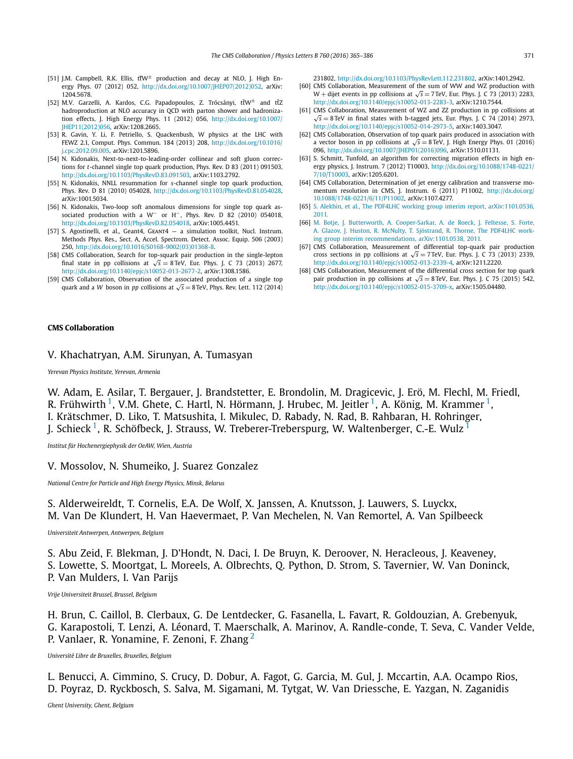[51] J.M. Campbell, R.K. Ellis, $t\bar{t}W^{\pm}$ production and decay at NLO, J. High Energy Phys. 07 (2012) 052, http://dx.doi.org/10.1007/JHEP07(2012)052, arXiv:1204.5678.

[52] M.V. Garzelli, A. Kardos, C.G. Papadopoulos, Z. Trócsányi, $t\bar{t}W^{\pm}$ and $t\bar{t}Z$ hadroproduction at NLO accuracy in QCD with parton shower and hadronization effects, J. High Energy Phys. 11 (2012) 056, http://dx.doi.org/10.1007/JHEP11(2012)056, arXiv:1208.2665.

[53] R. Gavin, Y. Li, F. Petriello, S. Quackenbush, W physics at the LHC with FEWZ 2.1, Comput. Phys. Commun. 184 (2013) 208, http://dx.doi.org/10.1016/j.cpc.2012.09.005, arXiv:1201.5896.

[54] N. Kidonakis, Next-to-next-to-leading-order collinear and soft gluon corrections for $t$-channel single top quark production, Phys. Rev. D 83 (2011) 091503, http://dx.doi.org/10.1103/PhysRevD.83.091503, arXiv:1103.2792.

[55] N. Kidonakis, NNLL resummation for $s$-channel single top quark production, Phys. Rev. D 81 (2010) 054028, http://dx.doi.org/10.1103/PhysRevD.81.054028, arXiv:1001.5034.

[56] N. Kidonakis, Two-loop soft anomalous dimensions for single top quark associated production with a $W^-$ or $H^-$, Phys. Rev. D 82 (2010) 054018, http://dx.doi.org/10.1103/PhysRevD.82.054018, arXiv:1005.4451.

[57] S. Agostinelli, et al., Geant4, GEANT4 — a simulation toolkit, Nucl. Instrum. Methods Phys. Res., Sect. A, Accel. Spectrom. Detect. Assoc. Equip. 506 (2003) 250, http://dx.doi.org/10.1016/S0168-9002(03)01368-8.

[58] CMS Collaboration, Search for top-squark pair production in the single-lepton final state in pp collisions at $\sqrt{s} = 8$ TeV, Eur. Phys. J. C 73 (2013) 2677, http://dx.doi.org/10.1140/epjc/s10052-013-2677-2, arXiv:1308.1586.

[59] CMS Collaboration, Observation of the associated production of a single top quark and a $W$ boson in $pp$ collisions at $\sqrt{s} = 8$ TeV, Phys. Rev. Lett. 112 (2014) 231802, http://dx.doi.org/10.1103/PhysRevLett.112.231802, arXiv:1401.2942.

[60] CMS Collaboration, Measurement of the sum of WW and WZ production with W + dijet events in pp collisions at $\sqrt{s} = 7$ TeV, Eur. Phys. J. C 73 (2013) 2283, http://dx.doi.org/10.1140/epjc/s10052-013-2283-3, arXiv:1210.7544.

[61] CMS Collaboration, Measurement of WZ and ZZ production in pp collisions at $\sqrt{s} = 8$ TeV in final states with b-tagged jets, Eur. Phys. J. C 74 (2014) 2973, http://dx.doi.org/10.1140/epjc/s10052-014-2973-5, arXiv:1403.3047.

[62] CMS Collaboration, Observation of top quark pairs produced in association with a vector boson in pp collisions at $\sqrt{s} = 8$ TeV, J. High Energy Phys. 01 (2016) 096, http://dx.doi.org/10.1007/JHEP01(2016)096, arXiv:1510.01131.

[63] S. Schmitt, Tunfold, an algorithm for correcting migration effects in high energy physics, J. Instrum. 7 (2012) T10003, http://dx.doi.org/10.1088/1748-0221/7/10/T10003, arXiv:1205.6201.

[64] CMS Collaboration, Determination of jet energy calibration and transverse momentum resolution in CMS, J. Instrum. 6 (2011) P11002, http://dx.doi.org/10.1088/1748-0221/6/11/P11002, arXiv:1107.4277.

[65] S. Alekhin, et al., The PDF4LHC working group interim report, arXiv:1101.0536, 2011.

[66] M. Botje, J. Butterworth, A. Cooper-Sarkar, A. de Roeck, J. Feltesse, S. Forte, A. Glazov, J. Huston, R. McNulty, T. Sjöstrand, R. Thorne, The PDF4LHC working group interim recommendations, arXiv:1101.0538, 2011.

[67] CMS Collaboration, Measurement of differential top-quark pair production cross sections in pp collisions at $\sqrt{s} = 7$ TeV, Eur. Phys. J. C 73 (2013) 2339, http://dx.doi.org/10.1140/epjc/s10052-013-2339-4, arXiv:1211.2220.

[68] CMS Collaboration, Measurement of the differential cross section for top quark pair production in pp collisions at $\sqrt{s} = 8$ TeV, Eur. Phys. J. C 75 (2015) 542, http://dx.doi.org/10.1140/epjc/s10052-015-3709-x, arXiv:1505.04480.

## CMS Collaboration

V. Khachatryan, A.M. Sirunyan, A. Tumasyan

*Yerevan Physics Institute, Yerevan, Armenia*

W. Adam, E. Asilar, T. Bergauer, J. Brandstetter, E. Brondolin, M. Dragicevic, J. Erö, M. Flechl, M. Friedl, R. Frühwirth [1], V.M. Ghete, C. Hartl, N. Hörmann, J. Hrubec, M. Jeitler [1], A. König, M. Krammer [1], I. Krätschmer, D. Liko, T. Matsushita, I. Mikulec, D. Rabady, N. Rad, B. Rahbaran, H. Rohringer, J. Schieck [1], R. Schöfbeck, J. Strauss, W. Treberer-Treberspurg, W. Waltenberger, C.-E. Wulz [1]

*Institut für Hochenergiephysik der OeAW, Wien, Austria*

V. Mossolov, N. Shumeiko, J. Suarez Gonzalez

*National Centre for Particle and High Energy Physics, Minsk, Belarus*

S. Alderweireldt, T. Cornelis, E.A. De Wolf, X. Janssen, A. Knutsson, J. Lauwers, S. Luyckx, M. Van De Klundert, H. Van Haevermaet, P. Van Mechelen, N. Van Remortel, A. Van Spilbeeck

*Universiteit Antwerpen, Antwerpen, Belgium*

S. Abu Zeid, F. Blekman, J. D'Hondt, N. Daci, I. De Bruyn, K. Deroover, N. Heracleous, J. Keaveney, S. Lowette, S. Moortgat, L. Moreels, A. Olbrechts, Q. Python, D. Strom, S. Tavernier, W. Van Doninck, P. Van Mulders, I. Van Parijs

*Vrije Universiteit Brussel, Brussel, Belgium*

H. Brun, C. Caillol, B. Clerbaux, G. De Lentdecker, G. Fasanella, L. Favart, R. Goldouzian, A. Grebenyuk, G. Karapostoli, T. Lenzi, A. Léonard, T. Maerschalk, A. Marinov, A. Randle-conde, T. Seva, C. Vander Velde, P. Vanlaer, R. Yonamine, F. Zenoni, F. Zhang [2]

*Université Libre de Bruxelles, Bruxelles, Belgium*

L. Benucci, A. Cimmino, S. Crucy, D. Dobur, A. Fagot, G. Garcia, M. Gul, J. Mccartin, A.A. Ocampo Rios, D. Poyraz, D. Ryckbosch, S. Salva, M. Sigamani, M. Tytgat, W. Van Driessche, E. Yazgan, N. Zaganidis

*Ghent University, Ghent, Belgium*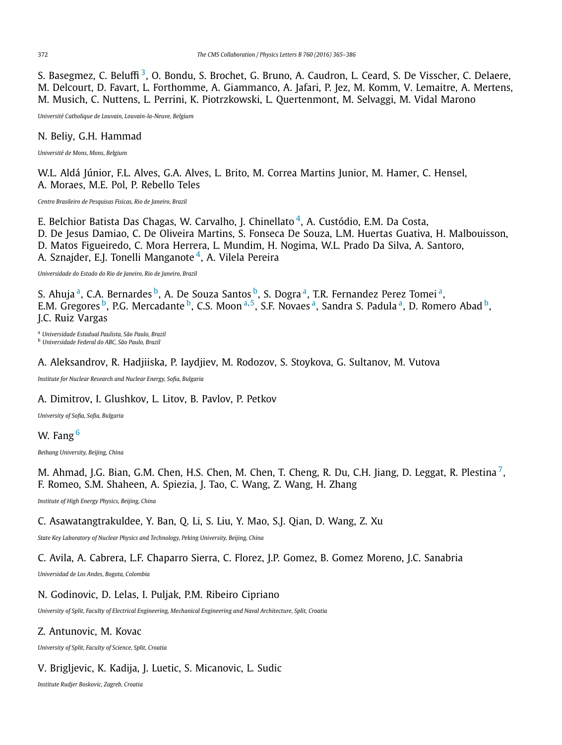S. Basegmez, C. Beluffi [3], O. Bondu, S. Brochet, G. Bruno, A. Caudron, L. Ceard, S. De Visscher, C. Delaere, M. Delcourt, D. Favart, L. Forthomme, A. Giammanco, A. Jafari, P. Jez, M. Komm, V. Lemaitre, A. Mertens, M. Musich, C. Nuttens, L. Perrini, K. Piotrzkowski, L. Quertenmont, M. Selvaggi, M. Vidal Marono

*Université Catholique de Louvain, Louvain-la-Neuve, Belgium*

N. Beliy, G.H. Hammad

*Université de Mons, Mons, Belgium*

W.L. Aldá Júnior, F.L. Alves, G.A. Alves, L. Brito, M. Correa Martins Junior, M. Hamer, C. Hensel, A. Moraes, M.E. Pol, P. Rebello Teles

*Centro Brasileiro de Pesquisas Fisicas, Rio de Janeiro, Brazil*

E. Belchior Batista Das Chagas, W. Carvalho, J. Chinellato [4], A. Custódio, E.M. Da Costa, D. De Jesus Damiao, C. De Oliveira Martins, S. Fonseca De Souza, L.M. Huertas Guativa, H. Malbouisson, D. Matos Figueiredo, C. Mora Herrera, L. Mundim, H. Nogima, W.L. Prado Da Silva, A. Santoro, A. Sznajder, E.J. Tonelli Manganote [4], A. Vilela Pereira

*Universidade do Estado do Rio de Janeiro, Rio de Janeiro, Brazil*

S. Ahuja [a], C.A. Bernardes [b], A. De Souza Santos [b], S. Dogra [a], T.R. Fernandez Perez Tomei [a], E.M. Gregores [b], P.G. Mercadante [b], C.S. Moon [a,5], S.F. Novaes [a], Sandra S. Padula [a], D. Romero Abad [b], J.C. Ruiz Vargas

[a] *Universidade Estadual Paulista, São Paulo, Brazil*
[b] *Universidade Federal do ABC, São Paulo, Brazil*

A. Aleksandrov, R. Hadjiiska, P. Iaydjiev, M. Rodozov, S. Stoykova, G. Sultanov, M. Vutova

*Institute for Nuclear Research and Nuclear Energy, Sofia, Bulgaria*

A. Dimitrov, I. Glushkov, L. Litov, B. Pavlov, P. Petkov

*University of Sofia, Sofia, Bulgaria*

W. Fang [6]

*Beihang University, Beijing, China*

M. Ahmad, J.G. Bian, G.M. Chen, H.S. Chen, M. Chen, T. Cheng, R. Du, C.H. Jiang, D. Leggat, R. Plestina [7], F. Romeo, S.M. Shaheen, A. Spiezia, J. Tao, C. Wang, Z. Wang, H. Zhang

*Institute of High Energy Physics, Beijing, China*

C. Asawatangtrakuldee, Y. Ban, Q. Li, S. Liu, Y. Mao, S.J. Qian, D. Wang, Z. Xu

*State Key Laboratory of Nuclear Physics and Technology, Peking University, Beijing, China*

C. Avila, A. Cabrera, L.F. Chaparro Sierra, C. Florez, J.P. Gomez, B. Gomez Moreno, J.C. Sanabria

*Universidad de Los Andes, Bogota, Colombia*

N. Godinovic, D. Lelas, I. Puljak, P.M. Ribeiro Cipriano

*University of Split, Faculty of Electrical Engineering, Mechanical Engineering and Naval Architecture, Split, Croatia*

Z. Antunovic, M. Kovac

*University of Split, Faculty of Science, Split, Croatia*

V. Brigljevic, K. Kadija, J. Luetic, S. Micanovic, L. Sudic

*Institute Rudjer Boskovic, Zagreb, Croatia*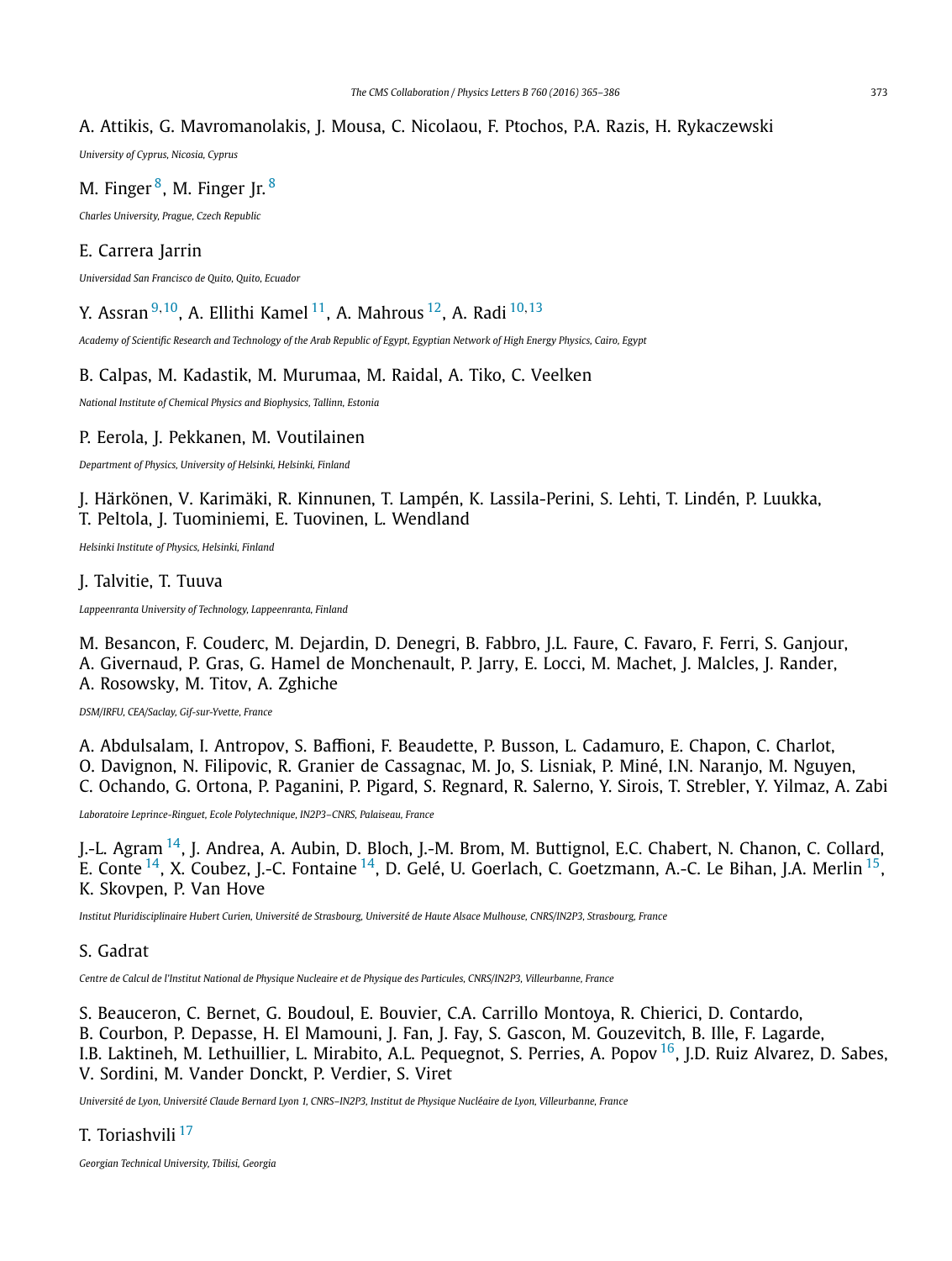A. Attikis, G. Mavromanolakis, J. Mousa, C. Nicolaou, F. Ptochos, P.A. Razis, H. Rykaczewski

*University of Cyprus, Nicosia, Cyprus*

M. Finger [8], M. Finger Jr. [8]

*Charles University, Prague, Czech Republic*

E. Carrera Jarrin

*Universidad San Francisco de Quito, Quito, Ecuador*

Y. Assran [9,10], A. Ellithi Kamel [11], A. Mahrous [12], A. Radi [10,13]

*Academy of Scientific Research and Technology of the Arab Republic of Egypt, Egyptian Network of High Energy Physics, Cairo, Egypt*

B. Calpas, M. Kadastik, M. Murumaa, M. Raidal, A. Tiko, C. Veelken

*National Institute of Chemical Physics and Biophysics, Tallinn, Estonia*

P. Eerola, J. Pekkanen, M. Voutilainen

*Department of Physics, University of Helsinki, Helsinki, Finland*

J. Härkönen, V. Karimäki, R. Kinnunen, T. Lampén, K. Lassila-Perini, S. Lehti, T. Lindén, P. Luukka, T. Peltola, J. Tuominiemi, E. Tuovinen, L. Wendland

*Helsinki Institute of Physics, Helsinki, Finland*

J. Talvitie, T. Tuuva

*Lappeenranta University of Technology, Lappeenranta, Finland*

M. Besancon, F. Couderc, M. Dejardin, D. Denegri, B. Fabbro, J.L. Faure, C. Favaro, F. Ferri, S. Ganjour, A. Givernaud, P. Gras, G. Hamel de Monchenault, P. Jarry, E. Locci, M. Machet, J. Malcles, J. Rander, A. Rosowsky, M. Titov, A. Zghiche

*DSM/IRFU, CEA/Saclay, Gif-sur-Yvette, France*

A. Abdulsalam, I. Antropov, S. Baffioni, F. Beaudette, P. Busson, L. Cadamuro, E. Chapon, C. Charlot, O. Davignon, N. Filipovic, R. Granier de Cassagnac, M. Jo, S. Lisniak, P. Miné, I.N. Naranjo, M. Nguyen, C. Ochando, G. Ortona, P. Paganini, P. Pigard, S. Regnard, R. Salerno, Y. Sirois, T. Strebler, Y. Yilmaz, A. Zabi

*Laboratoire Leprince-Ringuet, Ecole Polytechnique, IN2P3–CNRS, Palaiseau, France*

J.-L. Agram [14], J. Andrea, A. Aubin, D. Bloch, J.-M. Brom, M. Buttignol, E.C. Chabert, N. Chanon, C. Collard, E. Conte [14], X. Coubez, J.-C. Fontaine [14], D. Gelé, U. Goerlach, C. Goetzmann, A.-C. Le Bihan, J.A. Merlin [15], K. Skovpen, P. Van Hove

*Institut Pluridisciplinaire Hubert Curien, Université de Strasbourg, Université de Haute Alsace Mulhouse, CNRS/IN2P3, Strasbourg, France*

S. Gadrat

*Centre de Calcul de l'Institut National de Physique Nucleaire et de Physique des Particules, CNRS/IN2P3, Villeurbanne, France*

S. Beauceron, C. Bernet, G. Boudoul, E. Bouvier, C.A. Carrillo Montoya, R. Chierici, D. Contardo, B. Courbon, P. Depasse, H. El Mamouni, J. Fan, J. Fay, S. Gascon, M. Gouzevitch, B. Ille, F. Lagarde, I.B. Laktineh, M. Lethuillier, L. Mirabito, A.L. Pequegnot, S. Perries, A. Popov [16], J.D. Ruiz Alvarez, D. Sabes, V. Sordini, M. Vander Donckt, P. Verdier, S. Viret

*Université de Lyon, Université Claude Bernard Lyon 1, CNRS–IN2P3, Institut de Physique Nucléaire de Lyon, Villeurbanne, France*

T. Toriashvili [17]

*Georgian Technical University, Tbilisi, Georgia*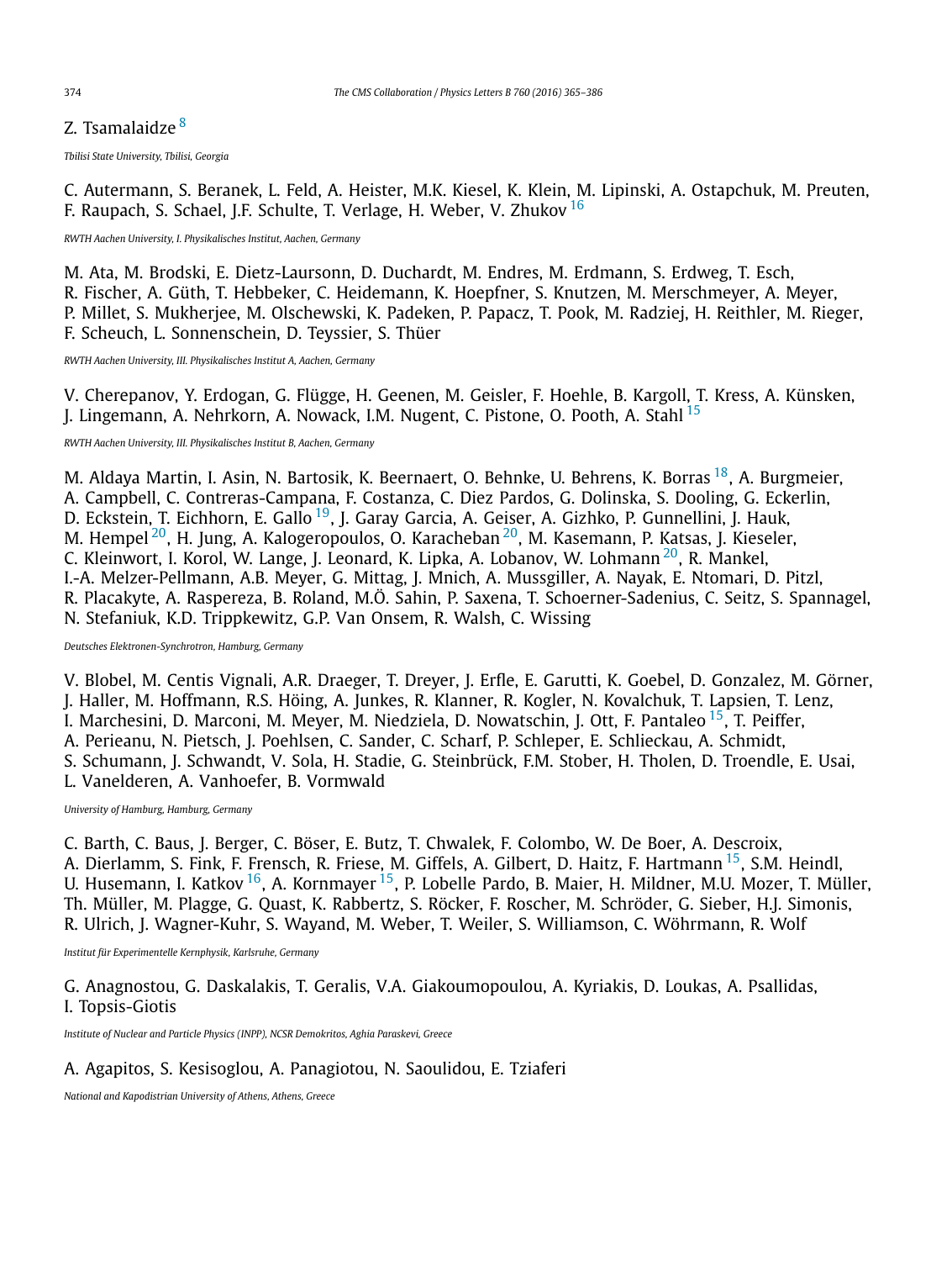Z. Tsamalaidze[8]

*Tbilisi State University, Tbilisi, Georgia*

C. Autermann, S. Beranek, L. Feld, A. Heister, M.K. Kiesel, K. Klein, M. Lipinski, A. Ostapchuk, M. Preuten, F. Raupach, S. Schael, J.F. Schulte, T. Verlage, H. Weber, V. Zhukov[16]

*RWTH Aachen University, I. Physikalisches Institut, Aachen, Germany*

M. Ata, M. Brodski, E. Dietz-Laursonn, D. Duchardt, M. Endres, M. Erdmann, S. Erdweg, T. Esch, R. Fischer, A. Güth, T. Hebbeker, C. Heidemann, K. Hoepfner, S. Knutzen, M. Merschmeyer, A. Meyer, P. Millet, S. Mukherjee, M. Olschewski, K. Padeken, P. Papacz, T. Pook, M. Radziej, H. Reithler, M. Rieger, F. Scheuch, L. Sonnenschein, D. Teyssier, S. Thüer

*RWTH Aachen University, III. Physikalisches Institut A, Aachen, Germany*

V. Cherepanov, Y. Erdogan, G. Flügge, H. Geenen, M. Geisler, F. Hoehle, B. Kargoll, T. Kress, A. Künsken, J. Lingemann, A. Nehrkorn, A. Nowack, I.M. Nugent, C. Pistone, O. Pooth, A. Stahl[15]

*RWTH Aachen University, III. Physikalisches Institut B, Aachen, Germany*

M. Aldaya Martin, I. Asin, N. Bartosik, K. Beernaert, O. Behnke, U. Behrens, K. Borras[18], A. Burgmeier, A. Campbell, C. Contreras-Campana, F. Costanza, C. Diez Pardos, G. Dolinska, S. Dooling, G. Eckerlin, D. Eckstein, T. Eichhorn, E. Gallo[19], J. Garay Garcia, A. Geiser, A. Gizhko, P. Gunnellini, J. Hauk, M. Hempel[20], H. Jung, A. Kalogeropoulos, O. Karacheban[20], M. Kasemann, P. Katsas, J. Kieseler, C. Kleinwort, I. Korol, W. Lange, J. Leonard, K. Lipka, A. Lobanov, W. Lohmann[20], R. Mankel, I.-A. Melzer-Pellmann, A.B. Meyer, G. Mittag, J. Mnich, A. Mussgiller, A. Nayak, E. Ntomari, D. Pitzl, R. Placakyte, A. Raspereza, B. Roland, M.Ö. Sahin, P. Saxena, T. Schoerner-Sadenius, C. Seitz, S. Spannagel, N. Stefaniuk, K.D. Trippkewitz, G.P. Van Onsem, R. Walsh, C. Wissing

*Deutsches Elektronen-Synchrotron, Hamburg, Germany*

V. Blobel, M. Centis Vignali, A.R. Draeger, T. Dreyer, J. Erfle, E. Garutti, K. Goebel, D. Gonzalez, M. Görner, J. Haller, M. Hoffmann, R.S. Höing, A. Junkes, R. Klanner, R. Kogler, N. Kovalchuk, T. Lapsien, T. Lenz, I. Marchesini, D. Marconi, M. Meyer, M. Niedziela, D. Nowatschin, J. Ott, F. Pantaleo[15], T. Peiffer, A. Perieanu, N. Pietsch, J. Poehlsen, C. Sander, C. Scharf, P. Schleper, E. Schlieckau, A. Schmidt, S. Schumann, J. Schwandt, V. Sola, H. Stadie, G. Steinbrück, F.M. Stober, H. Tholen, D. Troendle, E. Usai, L. Vanelderen, A. Vanhoefer, B. Vormwald

*University of Hamburg, Hamburg, Germany*

C. Barth, C. Baus, J. Berger, C. Böser, E. Butz, T. Chwalek, F. Colombo, W. De Boer, A. Descroix, A. Dierlamm, S. Fink, F. Frensch, R. Friese, M. Giffels, A. Gilbert, D. Haitz, F. Hartmann[15], S.M. Heindl, U. Husemann, I. Katkov[16], A. Kornmayer[15], P. Lobelle Pardo, B. Maier, H. Mildner, M.U. Mozer, T. Müller, Th. Müller, M. Plagge, G. Quast, K. Rabbertz, S. Röcker, F. Roscher, M. Schröder, G. Sieber, H.J. Simonis, R. Ulrich, J. Wagner-Kuhr, S. Wayand, M. Weber, T. Weiler, S. Williamson, C. Wöhrmann, R. Wolf

*Institut für Experimentelle Kernphysik, Karlsruhe, Germany*

G. Anagnostou, G. Daskalakis, T. Geralis, V.A. Giakoumopoulou, A. Kyriakis, D. Loukas, A. Psallidas, I. Topsis-Giotis

*Institute of Nuclear and Particle Physics (INPP), NCSR Demokritos, Aghia Paraskevi, Greece*

A. Agapitos, S. Kesisoglou, A. Panagiotou, N. Saoulidou, E. Tziaferi

*National and Kapodistrian University of Athens, Athens, Greece*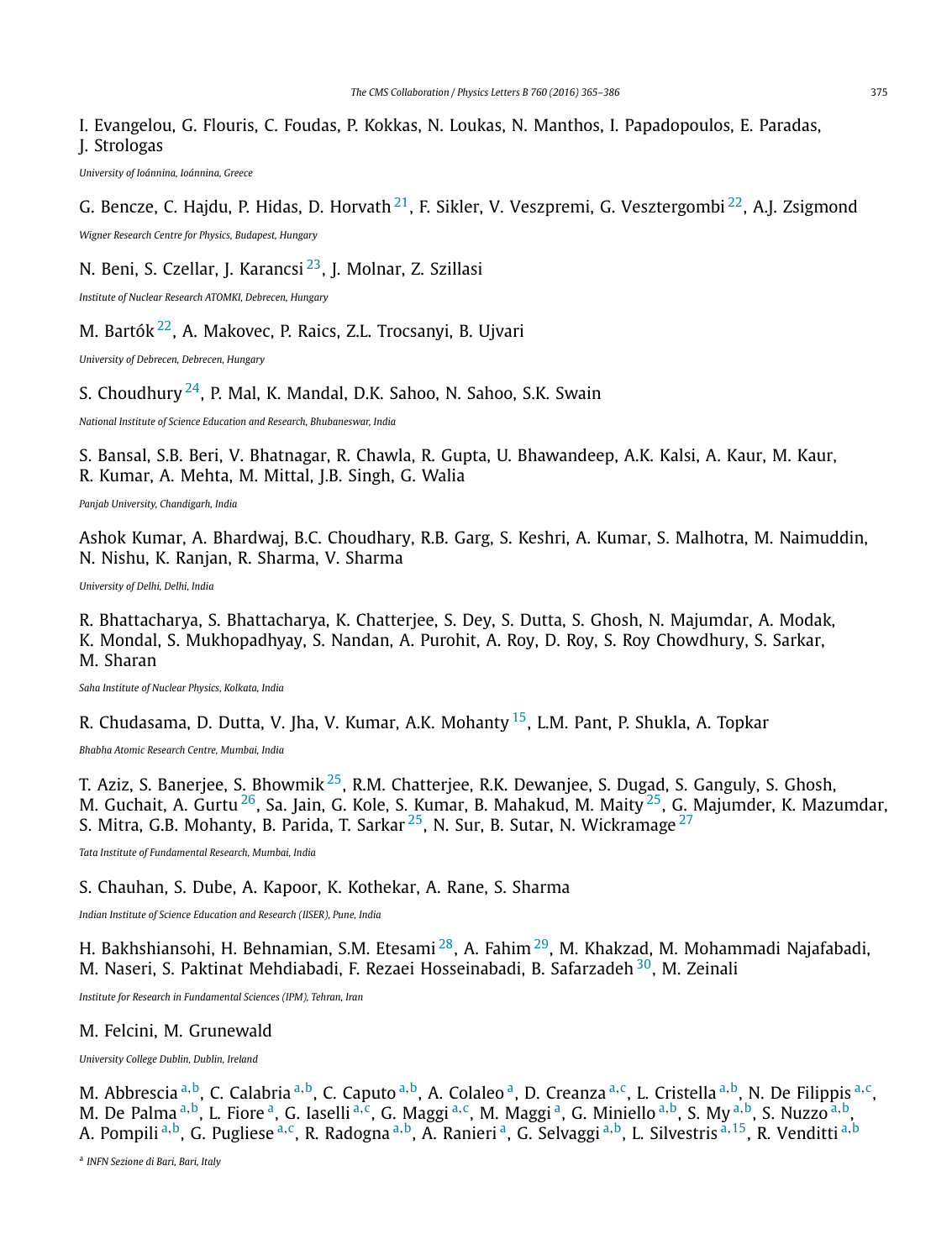I. Evangelou, G. Flouris, C. Foudas, P. Kokkas, N. Loukas, N. Manthos, I. Papadopoulos, E. Paradas, J. Strologas

*University of Ioánnina, Ioánnina, Greece*

G. Bencze, C. Hajdu, P. Hidas, D. Horvath [21], F. Sikler, V. Veszpremi, G. Vesztergombi [22], A.J. Zsigmond

*Wigner Research Centre for Physics, Budapest, Hungary*

N. Beni, S. Czellar, J. Karancsi [23], J. Molnar, Z. Szillasi

*Institute of Nuclear Research ATOMKI, Debrecen, Hungary*

M. Bartók [22], A. Makovec, P. Raics, Z.L. Trocsanyi, B. Ujvari

*University of Debrecen, Debrecen, Hungary*

S. Choudhury [24], P. Mal, K. Mandal, D.K. Sahoo, N. Sahoo, S.K. Swain

*National Institute of Science Education and Research, Bhubaneswar, India*

S. Bansal, S.B. Beri, V. Bhatnagar, R. Chawla, R. Gupta, U. Bhawandeep, A.K. Kalsi, A. Kaur, M. Kaur, R. Kumar, A. Mehta, M. Mittal, J.B. Singh, G. Walia

*Panjab University, Chandigarh, India*

Ashok Kumar, A. Bhardwaj, B.C. Choudhary, R.B. Garg, S. Keshri, A. Kumar, S. Malhotra, M. Naimuddin, N. Nishu, K. Ranjan, R. Sharma, V. Sharma

*University of Delhi, Delhi, India*

R. Bhattacharya, S. Bhattacharya, K. Chatterjee, S. Dey, S. Dutta, S. Ghosh, N. Majumdar, A. Modak, K. Mondal, S. Mukhopadhyay, S. Nandan, A. Purohit, A. Roy, D. Roy, S. Roy Chowdhury, S. Sarkar, M. Sharan

*Saha Institute of Nuclear Physics, Kolkata, India*

R. Chudasama, D. Dutta, V. Jha, V. Kumar, A.K. Mohanty [15], L.M. Pant, P. Shukla, A. Topkar

*Bhabha Atomic Research Centre, Mumbai, India*

T. Aziz, S. Banerjee, S. Bhowmik [25], R.M. Chatterjee, R.K. Dewanjee, S. Dugad, S. Ganguly, S. Ghosh, M. Guchait, A. Gurtu [26], Sa. Jain, G. Kole, S. Kumar, B. Mahakud, M. Maity [25], G. Majumder, K. Mazumdar, S. Mitra, G.B. Mohanty, B. Parida, T. Sarkar [25], N. Sur, B. Sutar, N. Wickramage [27]

*Tata Institute of Fundamental Research, Mumbai, India*

S. Chauhan, S. Dube, A. Kapoor, K. Kothekar, A. Rane, S. Sharma

*Indian Institute of Science Education and Research (IISER), Pune, India*

H. Bakhshiansohi, H. Behnamian, S.M. Etesami [28], A. Fahim [29], M. Khakzad, M. Mohammadi Najafabadi, M. Naseri, S. Paktinat Mehdiabadi, F. Rezaei Hosseinabadi, B. Safarzadeh [30], M. Zeinali

*Institute for Research in Fundamental Sciences (IPM), Tehran, Iran*

M. Felcini, M. Grunewald

*University College Dublin, Dublin, Ireland*

M. Abbrescia [a,b], C. Calabria [a,b], C. Caputo [a,b], A. Colaleo [a], D. Creanza [a,c], L. Cristella [a,b], N. De Filippis [a,c], M. De Palma [a,b], L. Fiore [a], G. Iaselli [a,c], G. Maggi [a,c], M. Maggi [a], G. Miniello [a,b], S. My [a,b], S. Nuzzo [a,b], A. Pompili [a,b], G. Pugliese [a,c], R. Radogna [a,b], A. Ranieri [a], G. Selvaggi [a,b], L. Silvestris [a,15], R. Venditti [a,b]

[a] *INFN Sezione di Bari, Bari, Italy*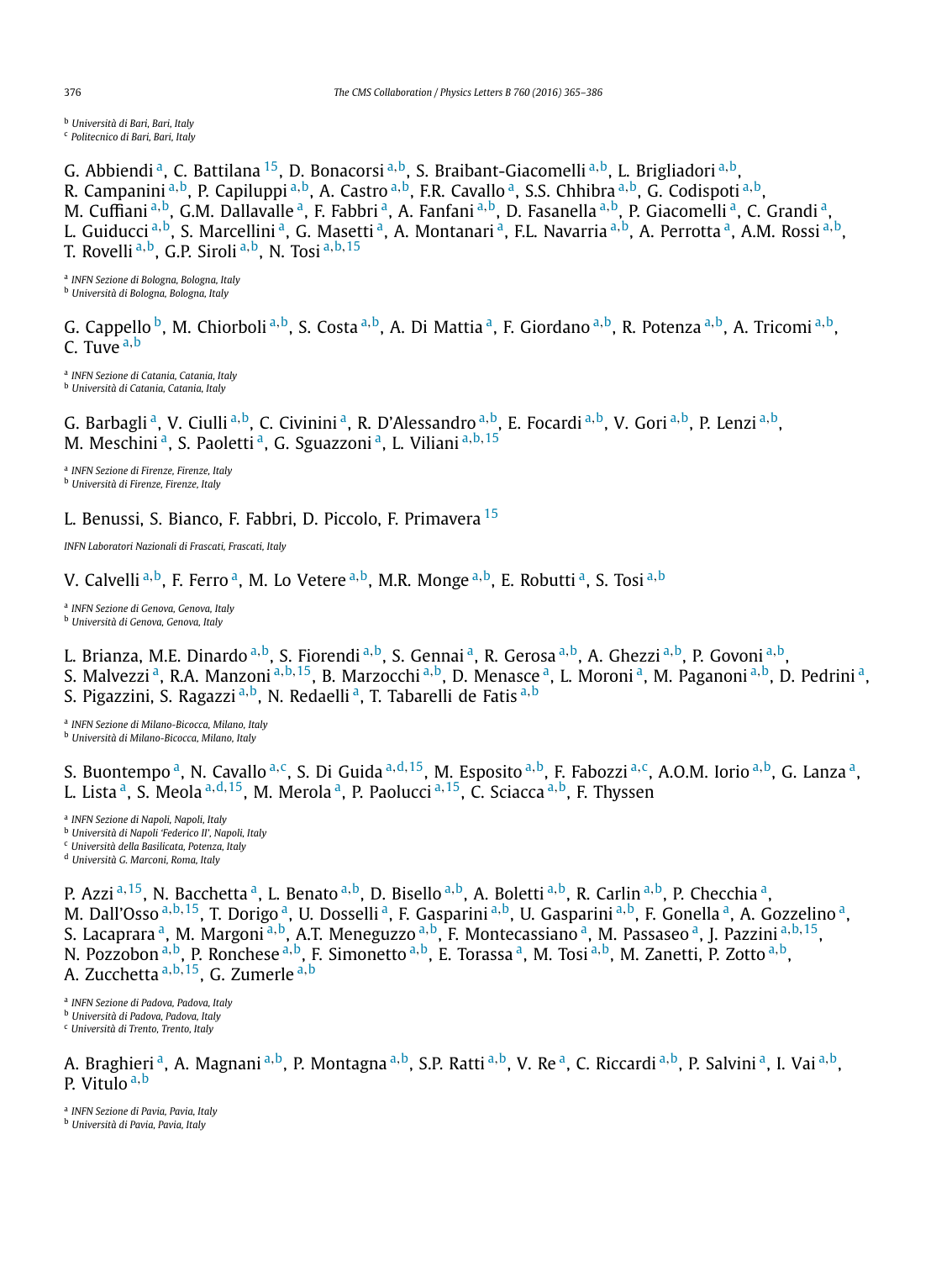[b] *Università di Bari, Bari, Italy*
[c] *Politecnico di Bari, Bari, Italy*

G. Abbiendi [a], C. Battilana [15], D. Bonacorsi [a,b], S. Braibant-Giacomelli [a,b], L. Brigliadori [a,b], R. Campanini [a,b], P. Capiluppi [a,b], A. Castro [a,b], F.R. Cavallo [a], S.S. Chhibra [a,b], G. Codispoti [a,b], M. Cuffiani [a,b], G.M. Dallavalle [a], F. Fabbri [a], A. Fanfani [a,b], D. Fasanella [a,b], P. Giacomelli [a], C. Grandi [a], L. Guiducci [a,b], S. Marcellini [a], G. Masetti [a], A. Montanari [a], F.L. Navarria [a,b], A. Perrotta [a], A.M. Rossi [a,b], T. Rovelli [a,b], G.P. Siroli [a,b], N. Tosi [a,b,15]

[a] *INFN Sezione di Bologna, Bologna, Italy*
[b] *Università di Bologna, Bologna, Italy*

G. Cappello [b], M. Chiorboli [a,b], S. Costa [a,b], A. Di Mattia [a], F. Giordano [a,b], R. Potenza [a,b], A. Tricomi [a,b], C. Tuve [a,b]

[a] *INFN Sezione di Catania, Catania, Italy*
[b] *Università di Catania, Catania, Italy*

G. Barbagli [a], V. Ciulli [a,b], C. Civinini [a], R. D'Alessandro [a,b], E. Focardi [a,b], V. Gori [a,b], P. Lenzi [a,b], M. Meschini [a], S. Paoletti [a], G. Sguazzoni [a], L. Viliani [a,b,15]

[a] *INFN Sezione di Firenze, Firenze, Italy*
[b] *Università di Firenze, Firenze, Italy*

L. Benussi, S. Bianco, F. Fabbri, D. Piccolo, F. Primavera [15]

*INFN Laboratori Nazionali di Frascati, Frascati, Italy*

V. Calvelli [a,b], F. Ferro [a], M. Lo Vetere [a,b], M.R. Monge [a,b], E. Robutti [a], S. Tosi [a,b]

[a] *INFN Sezione di Genova, Genova, Italy*
[b] *Università di Genova, Genova, Italy*

L. Brianza, M.E. Dinardo [a,b], S. Fiorendi [a,b], S. Gennai [a], R. Gerosa [a,b], A. Ghezzi [a,b], P. Govoni [a,b], S. Malvezzi [a], R.A. Manzoni [a,b,15], B. Marzocchi [a,b], D. Menasce [a], L. Moroni [a], M. Paganoni [a,b], D. Pedrini [a], S. Pigazzini, S. Ragazzi [a,b], N. Redaelli [a], T. Tabarelli de Fatis [a,b]

[a] *INFN Sezione di Milano-Bicocca, Milano, Italy*
[b] *Università di Milano-Bicocca, Milano, Italy*

S. Buontempo [a], N. Cavallo [a,c], S. Di Guida [a,d,15], M. Esposito [a,b], F. Fabozzi [a,c], A.O.M. Iorio [a,b], G. Lanza [a], L. Lista [a], S. Meola [a,d,15], M. Merola [a], P. Paolucci [a,15], C. Sciacca [a,b], F. Thyssen

[a] *INFN Sezione di Napoli, Napoli, Italy*
[b] *Università di Napoli 'Federico II', Napoli, Italy*
[c] *Università della Basilicata, Potenza, Italy*
[d] *Università G. Marconi, Roma, Italy*

P. Azzi [a,15], N. Bacchetta [a], L. Benato [a,b], D. Bisello [a,b], A. Boletti [a,b], R. Carlin [a,b], P. Checchia [a], M. Dall'Osso [a,b,15], T. Dorigo [a], U. Dosselli [a], F. Gasparini [a,b], U. Gasparini [a,b], F. Gonella [a], A. Gozzelino [a], S. Lacaprara [a], M. Margoni [a,b], A.T. Meneguzzo [a,b], F. Montecassiano [a], M. Passaseo [a], J. Pazzini [a,b,15], N. Pozzobon [a,b], P. Ronchese [a,b], F. Simonetto [a,b], E. Torassa [a], M. Tosi [a,b], M. Zanetti, P. Zotto [a,b], A. Zucchetta [a,b,15], G. Zumerle [a,b]

[a] *INFN Sezione di Padova, Padova, Italy*
[b] *Università di Padova, Padova, Italy*
[c] *Università di Trento, Trento, Italy*

A. Braghieri [a], A. Magnani [a,b], P. Montagna [a,b], S.P. Ratti [a,b], V. Re [a], C. Riccardi [a,b], P. Salvini [a], I. Vai [a,b], P. Vitulo [a,b]

[a] *INFN Sezione di Pavia, Pavia, Italy*
[b] *Università di Pavia, Pavia, Italy*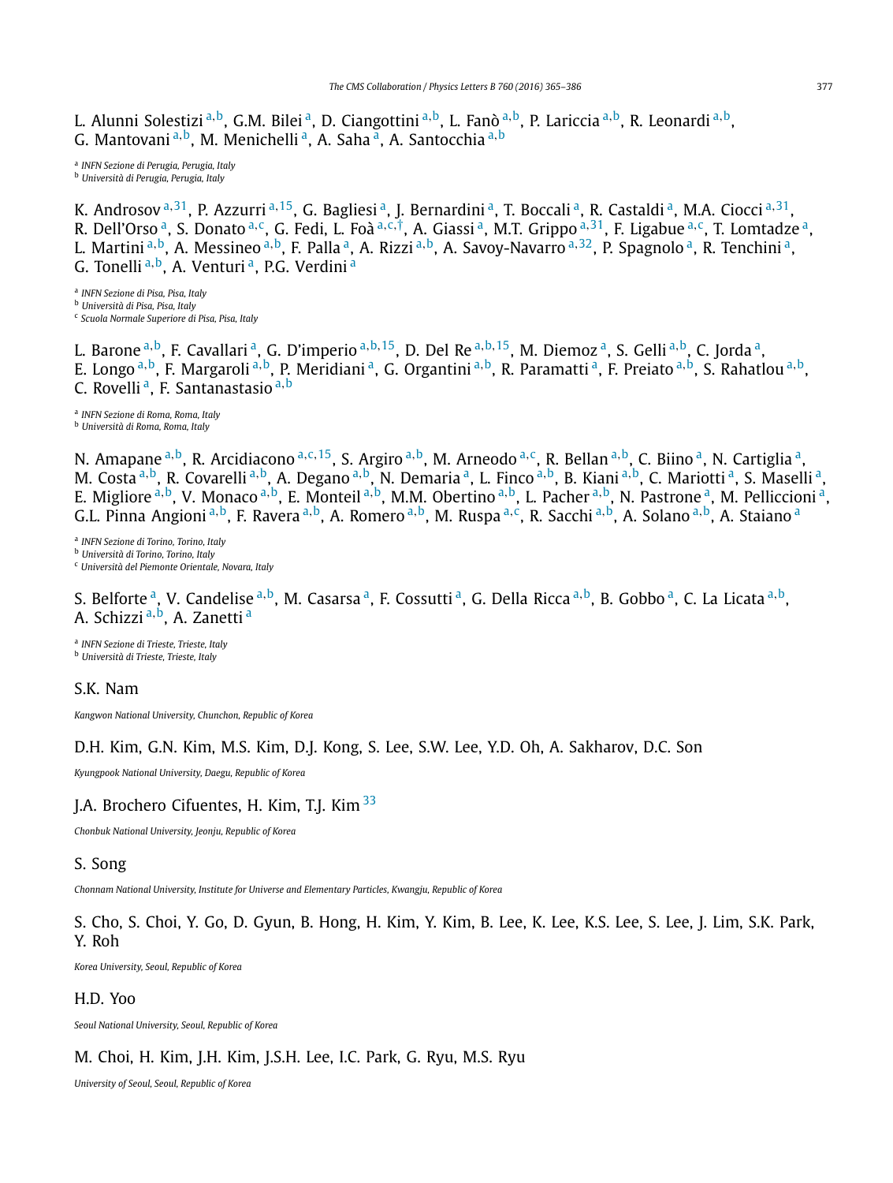L. Alunni Solestizi [a,b], G.M. Bilei [a], D. Ciangottini [a,b], L. Fanò [a,b], P. Lariccia [a,b], R. Leonardi [a,b], G. Mantovani [a,b], M. Menichelli [a], A. Saha [a], A. Santocchia [a,b]

[a] *INFN Sezione di Perugia, Perugia, Italy*
[b] *Università di Perugia, Perugia, Italy*

K. Androsov [a,31], P. Azzurri [a,15], G. Bagliesi [a], J. Bernardini [a], T. Boccali [a], R. Castaldi [a], M.A. Ciocci [a,31], R. Dell'Orso [a], S. Donato [a,c], G. Fedi, L. Foà [a,c,†], A. Giassi [a], M.T. Grippo [a,31], F. Ligabue [a,c], T. Lomtadze [a], L. Martini [a,b], A. Messineo [a,b], F. Palla [a], A. Rizzi [a,b], A. Savoy-Navarro [a,32], P. Spagnolo [a], R. Tenchini [a], G. Tonelli [a,b], A. Venturi [a], P.G. Verdini [a]

[a] *INFN Sezione di Pisa, Pisa, Italy*
[b] *Università di Pisa, Pisa, Italy*
[c] *Scuola Normale Superiore di Pisa, Pisa, Italy*

L. Barone [a,b], F. Cavallari [a], G. D'imperio [a,b,15], D. Del Re [a,b,15], M. Diemoz [a], S. Gelli [a,b], C. Jorda [a], E. Longo [a,b], F. Margaroli [a,b], P. Meridiani [a], G. Organtini [a,b], R. Paramatti [a], F. Preiato [a,b], S. Rahatlou [a,b], C. Rovelli [a], F. Santanastasio [a,b]

[a] *INFN Sezione di Roma, Roma, Italy*
[b] *Università di Roma, Roma, Italy*

N. Amapane [a,b], R. Arcidiacono [a,c,15], S. Argiro [a,b], M. Arneodo [a,c], R. Bellan [a,b], C. Biino [a], N. Cartiglia [a], M. Costa [a,b], R. Covarelli [a,b], A. Degano [a,b], N. Demaria [a], L. Finco [a,b], B. Kiani [a,b], C. Mariotti [a], S. Maselli [a], E. Migliore [a,b], V. Monaco [a,b], E. Monteil [a,b], M.M. Obertino [a,b], L. Pacher [a,b], N. Pastrone [a], M. Pelliccioni [a], G.L. Pinna Angioni [a,b], F. Ravera [a,b], A. Romero [a,b], M. Ruspa [a,c], R. Sacchi [a,b], A. Solano [a,b], A. Staiano [a]

[a] *INFN Sezione di Torino, Torino, Italy*
[b] *Università di Torino, Torino, Italy*
[c] *Università del Piemonte Orientale, Novara, Italy*

S. Belforte [a], V. Candelise [a,b], M. Casarsa [a], F. Cossutti [a], G. Della Ricca [a,b], B. Gobbo [a], C. La Licata [a,b], A. Schizzi [a,b], A. Zanetti [a]

[a] *INFN Sezione di Trieste, Trieste, Italy*
[b] *Università di Trieste, Trieste, Italy*

S.K. Nam

*Kangwon National University, Chunchon, Republic of Korea*

D.H. Kim, G.N. Kim, M.S. Kim, D.J. Kong, S. Lee, S.W. Lee, Y.D. Oh, A. Sakharov, D.C. Son

*Kyungpook National University, Daegu, Republic of Korea*

J.A. Brochero Cifuentes, H. Kim, T.J. Kim [33]

*Chonbuk National University, Jeonju, Republic of Korea*

S. Song

*Chonnam National University, Institute for Universe and Elementary Particles, Kwangju, Republic of Korea*

S. Cho, S. Choi, Y. Go, D. Gyun, B. Hong, H. Kim, Y. Kim, B. Lee, K. Lee, K.S. Lee, S. Lee, J. Lim, S.K. Park, Y. Roh

*Korea University, Seoul, Republic of Korea*

H.D. Yoo

*Seoul National University, Seoul, Republic of Korea*

M. Choi, H. Kim, J.H. Kim, J.S.H. Lee, I.C. Park, G. Ryu, M.S. Ryu

*University of Seoul, Seoul, Republic of Korea*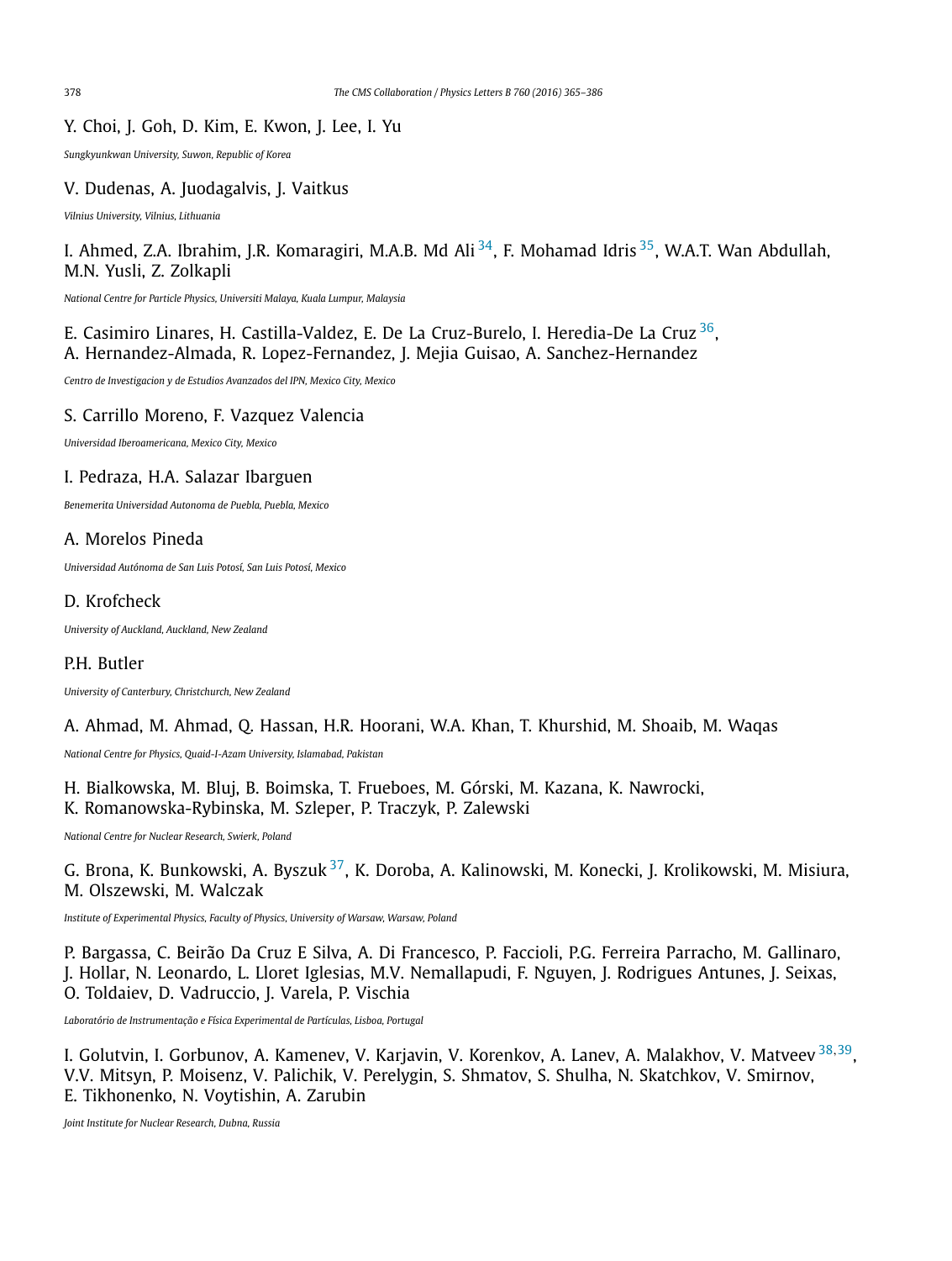Y. Choi, J. Goh, D. Kim, E. Kwon, J. Lee, I. Yu

*Sungkyunkwan University, Suwon, Republic of Korea*

V. Dudenas, A. Juodagalvis, J. Vaitkus

*Vilnius University, Vilnius, Lithuania*

I. Ahmed, Z.A. Ibrahim, J.R. Komaragiri, M.A.B. Md Ali [34], F. Mohamad Idris [35], W.A.T. Wan Abdullah, M.N. Yusli, Z. Zolkapli

*National Centre for Particle Physics, Universiti Malaya, Kuala Lumpur, Malaysia*

E. Casimiro Linares, H. Castilla-Valdez, E. De La Cruz-Burelo, I. Heredia-De La Cruz [36], A. Hernandez-Almada, R. Lopez-Fernandez, J. Mejia Guisao, A. Sanchez-Hernandez

*Centro de Investigacion y de Estudios Avanzados del IPN, Mexico City, Mexico*

S. Carrillo Moreno, F. Vazquez Valencia

*Universidad Iberoamericana, Mexico City, Mexico*

I. Pedraza, H.A. Salazar Ibarguen

*Benemerita Universidad Autonoma de Puebla, Puebla, Mexico*

A. Morelos Pineda

*Universidad Autónoma de San Luis Potosí, San Luis Potosí, Mexico*

D. Krofcheck

*University of Auckland, Auckland, New Zealand*

P.H. Butler

*University of Canterbury, Christchurch, New Zealand*

A. Ahmad, M. Ahmad, Q. Hassan, H.R. Hoorani, W.A. Khan, T. Khurshid, M. Shoaib, M. Waqas

*National Centre for Physics, Quaid-I-Azam University, Islamabad, Pakistan*

H. Bialkowska, M. Bluj, B. Boimska, T. Frueboes, M. Górski, M. Kazana, K. Nawrocki, K. Romanowska-Rybinska, M. Szleper, P. Traczyk, P. Zalewski

*National Centre for Nuclear Research, Swierk, Poland*

G. Brona, K. Bunkowski, A. Byszuk [37], K. Doroba, A. Kalinowski, M. Konecki, J. Krolikowski, M. Misiura, M. Olszewski, M. Walczak

*Institute of Experimental Physics, Faculty of Physics, University of Warsaw, Warsaw, Poland*

P. Bargassa, C. Beirão Da Cruz E Silva, A. Di Francesco, P. Faccioli, P.G. Ferreira Parracho, M. Gallinaro, J. Hollar, N. Leonardo, L. Lloret Iglesias, M.V. Nemallapudi, F. Nguyen, J. Rodrigues Antunes, J. Seixas, O. Toldaiev, D. Vadruccio, J. Varela, P. Vischia

*Laboratório de Instrumentação e Física Experimental de Partículas, Lisboa, Portugal*

I. Golutvin, I. Gorbunov, A. Kamenev, V. Karjavin, V. Korenkov, A. Lanev, A. Malakhov, V. Matveev [38,39], V.V. Mitsyn, P. Moisenz, V. Palichik, V. Perelygin, S. Shmatov, S. Shulha, N. Skatchkov, V. Smirnov, E. Tikhonenko, N. Voytishin, A. Zarubin

*Joint Institute for Nuclear Research, Dubna, Russia*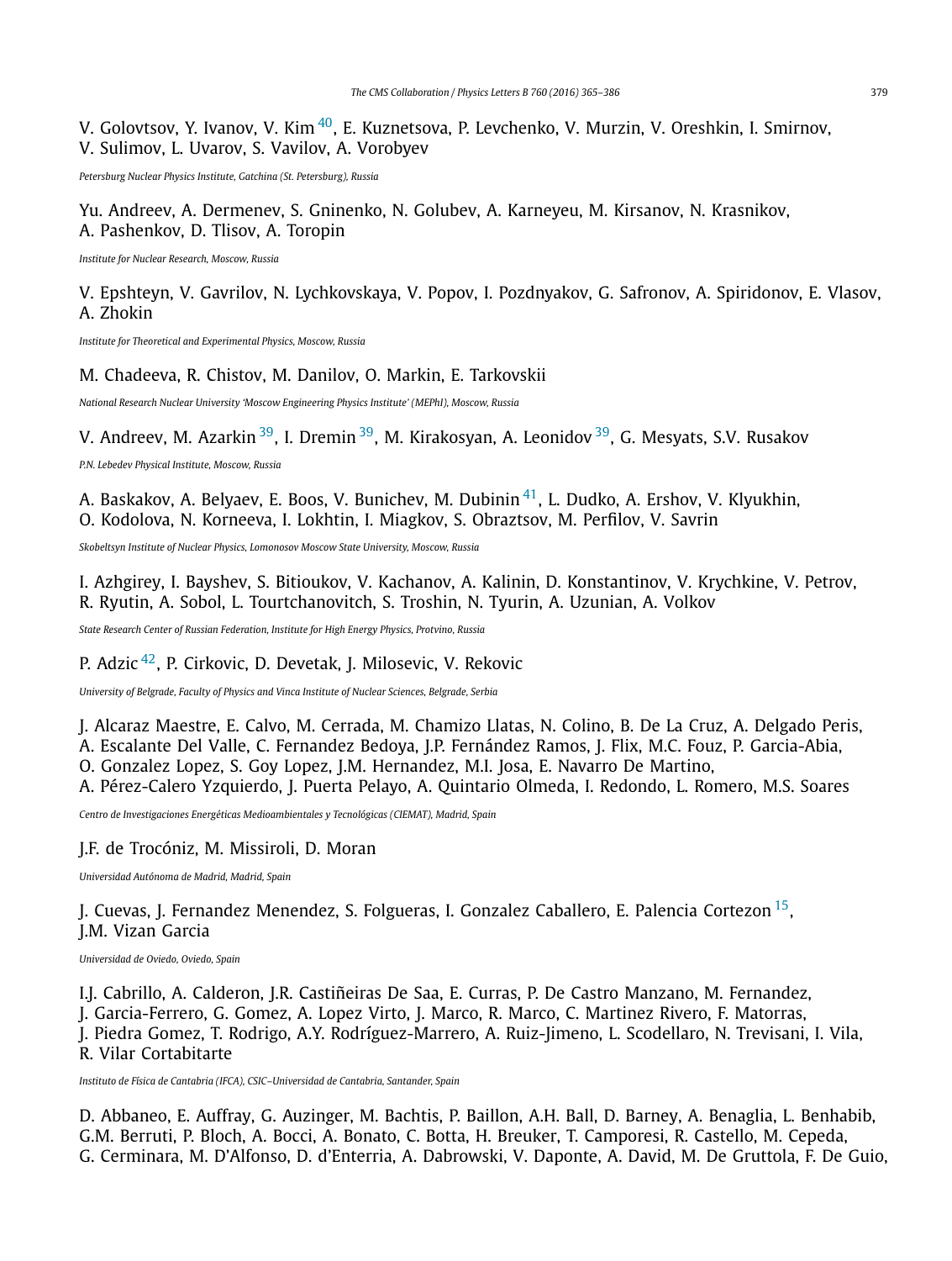V. Golovtsov, Y. Ivanov, V. Kim [40], E. Kuznetsova, P. Levchenko, V. Murzin, V. Oreshkin, I. Smirnov, V. Sulimov, L. Uvarov, S. Vavilov, A. Vorobyev

*Petersburg Nuclear Physics Institute, Gatchina (St. Petersburg), Russia*

Yu. Andreev, A. Dermenev, S. Gninenko, N. Golubev, A. Karneyeu, M. Kirsanov, N. Krasnikov, A. Pashenkov, D. Tlisov, A. Toropin

*Institute for Nuclear Research, Moscow, Russia*

V. Epshteyn, V. Gavrilov, N. Lychkovskaya, V. Popov, I. Pozdnyakov, G. Safronov, A. Spiridonov, E. Vlasov, A. Zhokin

*Institute for Theoretical and Experimental Physics, Moscow, Russia*

M. Chadeeva, R. Chistov, M. Danilov, O. Markin, E. Tarkovskii

*National Research Nuclear University 'Moscow Engineering Physics Institute' (MEPhI), Moscow, Russia*

V. Andreev, M. Azarkin [39], I. Dremin [39], M. Kirakosyan, A. Leonidov [39], G. Mesyats, S.V. Rusakov

*P.N. Lebedev Physical Institute, Moscow, Russia*

A. Baskakov, A. Belyaev, E. Boos, V. Bunichev, M. Dubinin [41], L. Dudko, A. Ershov, V. Klyukhin, O. Kodolova, N. Korneeva, I. Lokhtin, I. Miagkov, S. Obraztsov, M. Perfilov, V. Savrin

*Skobeltsyn Institute of Nuclear Physics, Lomonosov Moscow State University, Moscow, Russia*

I. Azhgirey, I. Bayshev, S. Bitioukov, V. Kachanov, A. Kalinin, D. Konstantinov, V. Krychkine, V. Petrov, R. Ryutin, A. Sobol, L. Tourtchanovitch, S. Troshin, N. Tyurin, A. Uzunian, A. Volkov

*State Research Center of Russian Federation, Institute for High Energy Physics, Protvino, Russia*

P. Adzic [42], P. Cirkovic, D. Devetak, J. Milosevic, V. Rekovic

*University of Belgrade, Faculty of Physics and Vinca Institute of Nuclear Sciences, Belgrade, Serbia*

J. Alcaraz Maestre, E. Calvo, M. Cerrada, M. Chamizo Llatas, N. Colino, B. De La Cruz, A. Delgado Peris, A. Escalante Del Valle, C. Fernandez Bedoya, J.P. Fernández Ramos, J. Flix, M.C. Fouz, P. Garcia-Abia, O. Gonzalez Lopez, S. Goy Lopez, J.M. Hernandez, M.I. Josa, E. Navarro De Martino, A. Pérez-Calero Yzquierdo, J. Puerta Pelayo, A. Quintario Olmeda, I. Redondo, L. Romero, M.S. Soares

*Centro de Investigaciones Energéticas Medioambientales y Tecnológicas (CIEMAT), Madrid, Spain*

J.F. de Trocóniz, M. Missiroli, D. Moran

*Universidad Autónoma de Madrid, Madrid, Spain*

J. Cuevas, J. Fernandez Menendez, S. Folgueras, I. Gonzalez Caballero, E. Palencia Cortezon [15], J.M. Vizan Garcia

*Universidad de Oviedo, Oviedo, Spain*

I.J. Cabrillo, A. Calderon, J.R. Castiñeiras De Saa, E. Curras, P. De Castro Manzano, M. Fernandez, J. Garcia-Ferrero, G. Gomez, A. Lopez Virto, J. Marco, R. Marco, C. Martinez Rivero, F. Matorras, J. Piedra Gomez, T. Rodrigo, A.Y. Rodríguez-Marrero, A. Ruiz-Jimeno, L. Scodellaro, N. Trevisani, I. Vila, R. Vilar Cortabitarte

*Instituto de Física de Cantabria (IFCA), CSIC–Universidad de Cantabria, Santander, Spain*

D. Abbaneo, E. Auffray, G. Auzinger, M. Bachtis, P. Baillon, A.H. Ball, D. Barney, A. Benaglia, L. Benhabib, G.M. Berruti, P. Bloch, A. Bocci, A. Bonato, C. Botta, H. Breuker, T. Camporesi, R. Castello, M. Cepeda, G. Cerminara, M. D'Alfonso, D. d'Enterria, A. Dabrowski, V. Daponte, A. David, M. De Gruttola, F. De Guio,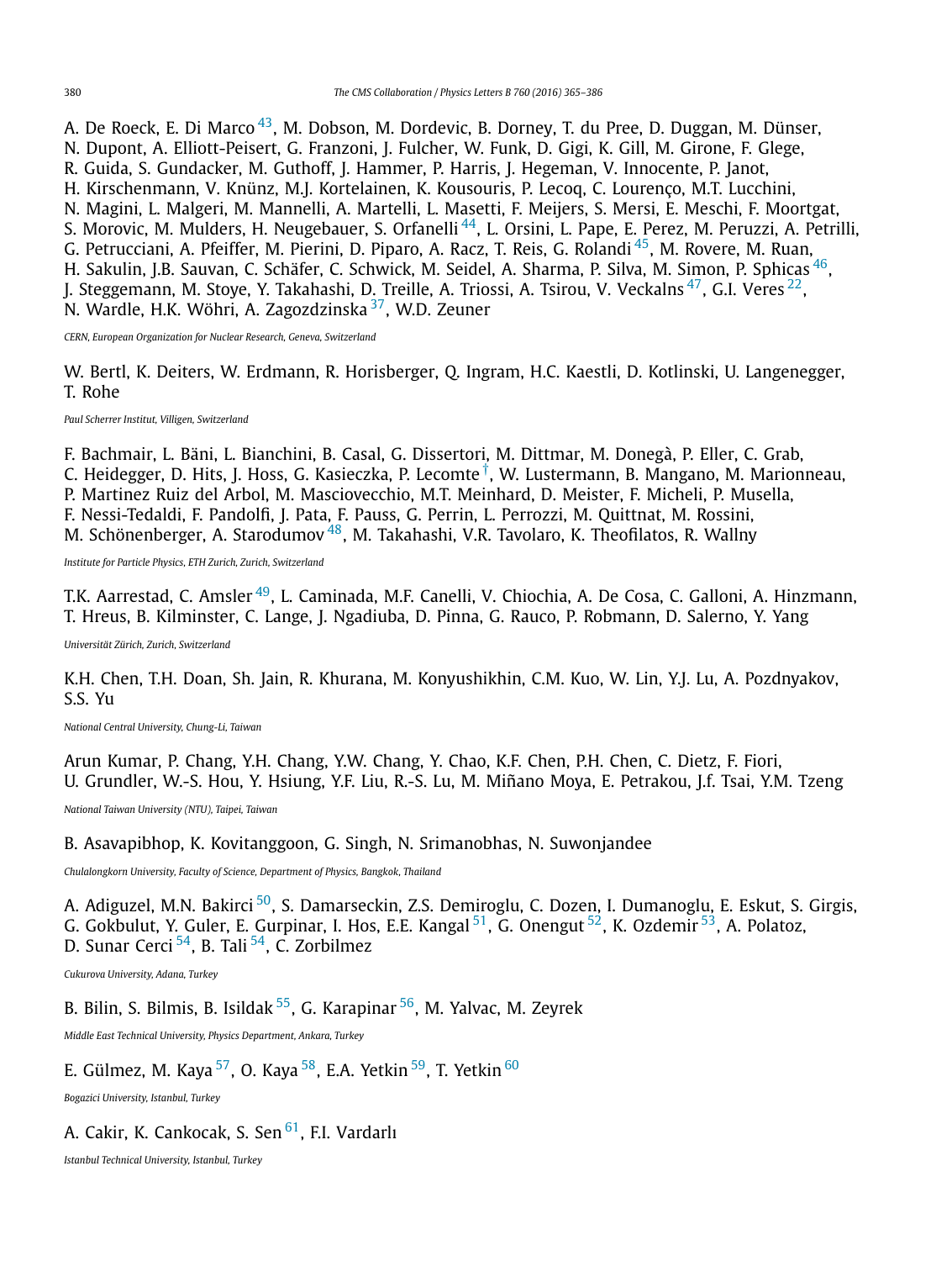A. De Roeck, E. Di Marco [43], M. Dobson, M. Dordevic, B. Dorney, T. du Pree, D. Duggan, M. Dünser, N. Dupont, A. Elliott-Peisert, G. Franzoni, J. Fulcher, W. Funk, D. Gigi, K. Gill, M. Girone, F. Glege, R. Guida, S. Gundacker, M. Guthoff, J. Hammer, P. Harris, J. Hegeman, V. Innocente, P. Janot, H. Kirschenmann, V. Knünz, M.J. Kortelainen, K. Kousouris, P. Lecoq, C. Lourenço, M.T. Lucchini, N. Magini, L. Malgeri, M. Mannelli, A. Martelli, L. Masetti, F. Meijers, S. Mersi, E. Meschi, F. Moortgat, S. Morovic, M. Mulders, H. Neugebauer, S. Orfanelli [44], L. Orsini, L. Pape, E. Perez, M. Peruzzi, A. Petrilli, G. Petrucciani, A. Pfeiffer, M. Pierini, D. Piparo, A. Racz, T. Reis, G. Rolandi [45], M. Rovere, M. Ruan, H. Sakulin, J.B. Sauvan, C. Schäfer, C. Schwick, M. Seidel, A. Sharma, P. Silva, M. Simon, P. Sphicas [46], J. Steggemann, M. Stoye, Y. Takahashi, D. Treille, A. Triossi, A. Tsirou, V. Veckalns [47], G.I. Veres [22], N. Wardle, H.K. Wöhri, A. Zagozdzinska [37], W.D. Zeuner

*CERN, European Organization for Nuclear Research, Geneva, Switzerland*

W. Bertl, K. Deiters, W. Erdmann, R. Horisberger, Q. Ingram, H.C. Kaestli, D. Kotlinski, U. Langenegger, T. Rohe

*Paul Scherrer Institut, Villigen, Switzerland*

F. Bachmair, L. Bäni, L. Bianchini, B. Casal, G. Dissertori, M. Dittmar, M. Donegà, P. Eller, C. Grab, C. Heidegger, D. Hits, J. Hoss, G. Kasieczka, P. Lecomte [†], W. Lustermann, B. Mangano, M. Marionneau, P. Martinez Ruiz del Arbol, M. Masciovecchio, M.T. Meinhard, D. Meister, F. Micheli, P. Musella, F. Nessi-Tedaldi, F. Pandolfi, J. Pata, F. Pauss, G. Perrin, L. Perrozzi, M. Quittnat, M. Rossini, M. Schönenberger, A. Starodumov [48], M. Takahashi, V.R. Tavolaro, K. Theofilatos, R. Wallny

*Institute for Particle Physics, ETH Zurich, Zurich, Switzerland*

T.K. Aarrestad, C. Amsler [49], L. Caminada, M.F. Canelli, V. Chiochia, A. De Cosa, C. Galloni, A. Hinzmann, T. Hreus, B. Kilminster, C. Lange, J. Ngadiuba, D. Pinna, G. Rauco, P. Robmann, D. Salerno, Y. Yang

*Universität Zürich, Zurich, Switzerland*

K.H. Chen, T.H. Doan, Sh. Jain, R. Khurana, M. Konyushikhin, C.M. Kuo, W. Lin, Y.J. Lu, A. Pozdnyakov, S.S. Yu

*National Central University, Chung-Li, Taiwan*

Arun Kumar, P. Chang, Y.H. Chang, Y.W. Chang, Y. Chao, K.F. Chen, P.H. Chen, C. Dietz, F. Fiori, U. Grundler, W.-S. Hou, Y. Hsiung, Y.F. Liu, R.-S. Lu, M. Miñano Moya, E. Petrakou, J.f. Tsai, Y.M. Tzeng

*National Taiwan University (NTU), Taipei, Taiwan*

B. Asavapibhop, K. Kovitanggoon, G. Singh, N. Srimanobhas, N. Suwonjandee

*Chulalongkorn University, Faculty of Science, Department of Physics, Bangkok, Thailand*

A. Adiguzel, M.N. Bakirci [50], S. Damarseckin, Z.S. Demiroglu, C. Dozen, I. Dumanoglu, E. Eskut, S. Girgis, G. Gokbulut, Y. Guler, E. Gurpinar, I. Hos, E.E. Kangal [51], G. Onengut [52], K. Ozdemir [53], A. Polatoz, D. Sunar Cerci [54], B. Tali [54], C. Zorbilmez

*Cukurova University, Adana, Turkey*

B. Bilin, S. Bilmis, B. Isildak [55], G. Karapinar [56], M. Yalvac, M. Zeyrek

*Middle East Technical University, Physics Department, Ankara, Turkey*

E. Gülmez, M. Kaya [57], O. Kaya [58], E.A. Yetkin [59], T. Yetkin [60]

*Bogazici University, Istanbul, Turkey*

A. Cakir, K. Cankocak, S. Sen [61], F.I. Vardarlı

*Istanbul Technical University, Istanbul, Turkey*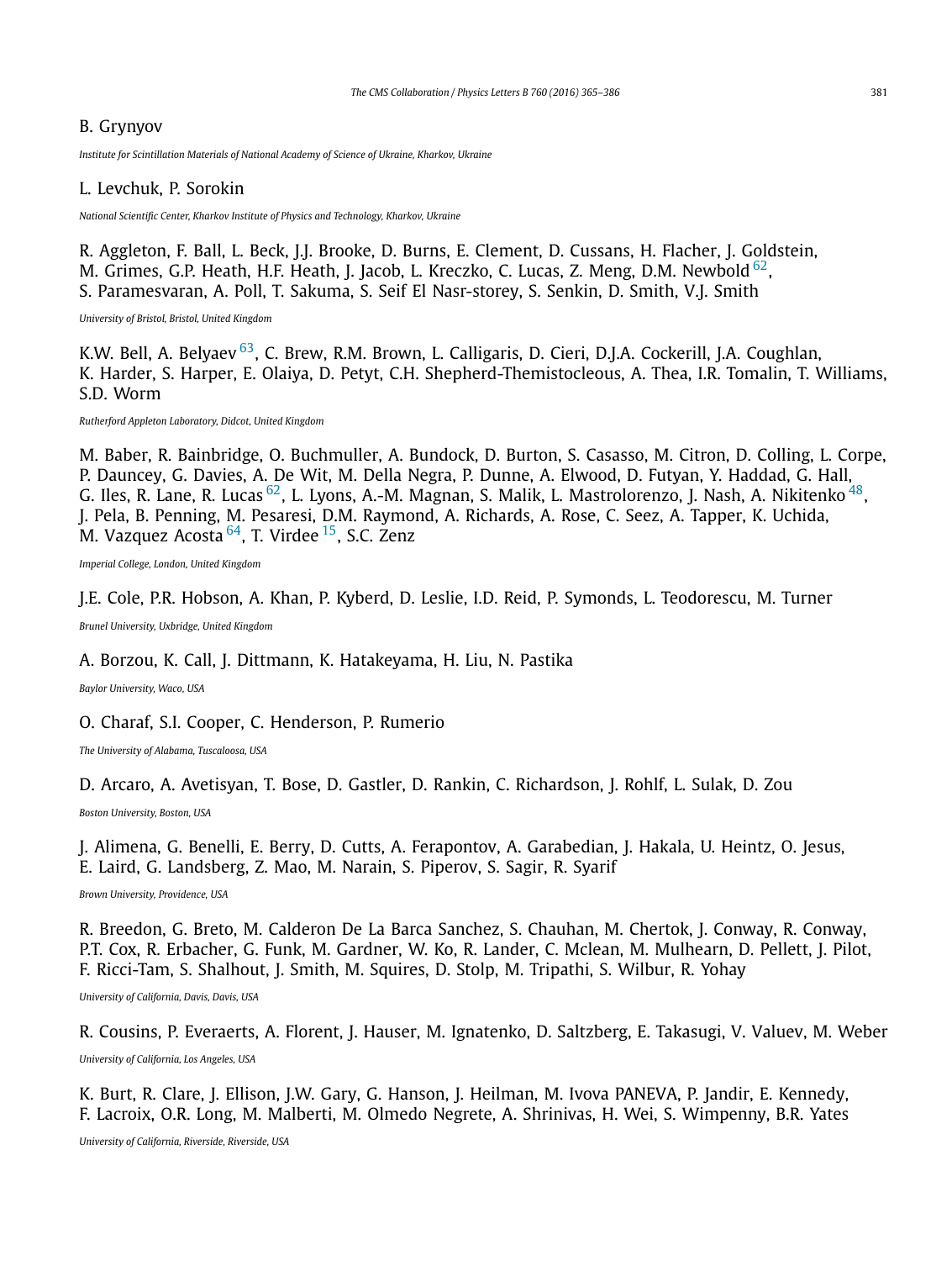B. Grynyov

*Institute for Scintillation Materials of National Academy of Science of Ukraine, Kharkov, Ukraine*

L. Levchuk, P. Sorokin

*National Scientific Center, Kharkov Institute of Physics and Technology, Kharkov, Ukraine*

R. Aggleton, F. Ball, L. Beck, J.J. Brooke, D. Burns, E. Clement, D. Cussans, H. Flacher, J. Goldstein, M. Grimes, G.P. Heath, H.F. Heath, J. Jacob, L. Kreczko, C. Lucas, Z. Meng, D.M. Newbold [62], S. Paramesvaran, A. Poll, T. Sakuma, S. Seif El Nasr-storey, S. Senkin, D. Smith, V.J. Smith

*University of Bristol, Bristol, United Kingdom*

K.W. Bell, A. Belyaev [63], C. Brew, R.M. Brown, L. Calligaris, D. Cieri, D.J.A. Cockerill, J.A. Coughlan, K. Harder, S. Harper, E. Olaiya, D. Petyt, C.H. Shepherd-Themistocleous, A. Thea, I.R. Tomalin, T. Williams, S.D. Worm

*Rutherford Appleton Laboratory, Didcot, United Kingdom*

M. Baber, R. Bainbridge, O. Buchmuller, A. Bundock, D. Burton, S. Casasso, M. Citron, D. Colling, L. Corpe, P. Dauncey, G. Davies, A. De Wit, M. Della Negra, P. Dunne, A. Elwood, D. Futyan, Y. Haddad, G. Hall, G. Iles, R. Lane, R. Lucas [62], L. Lyons, A.-M. Magnan, S. Malik, L. Mastrolorenzo, J. Nash, A. Nikitenko [48], J. Pela, B. Penning, M. Pesaresi, D.M. Raymond, A. Richards, A. Rose, C. Seez, A. Tapper, K. Uchida, M. Vazquez Acosta [64], T. Virdee [15], S.C. Zenz

*Imperial College, London, United Kingdom*

J.E. Cole, P.R. Hobson, A. Khan, P. Kyberd, D. Leslie, I.D. Reid, P. Symonds, L. Teodorescu, M. Turner

*Brunel University, Uxbridge, United Kingdom*

A. Borzou, K. Call, J. Dittmann, K. Hatakeyama, H. Liu, N. Pastika

*Baylor University, Waco, USA*

O. Charaf, S.I. Cooper, C. Henderson, P. Rumerio

*The University of Alabama, Tuscaloosa, USA*

D. Arcaro, A. Avetisyan, T. Bose, D. Gastler, D. Rankin, C. Richardson, J. Rohlf, L. Sulak, D. Zou

*Boston University, Boston, USA*

J. Alimena, G. Benelli, E. Berry, D. Cutts, A. Ferapontov, A. Garabedian, J. Hakala, U. Heintz, O. Jesus, E. Laird, G. Landsberg, Z. Mao, M. Narain, S. Piperov, S. Sagir, R. Syarif

*Brown University, Providence, USA*

R. Breedon, G. Breto, M. Calderon De La Barca Sanchez, S. Chauhan, M. Chertok, J. Conway, R. Conway, P.T. Cox, R. Erbacher, G. Funk, M. Gardner, W. Ko, R. Lander, C. Mclean, M. Mulhearn, D. Pellett, J. Pilot, F. Ricci-Tam, S. Shalhout, J. Smith, M. Squires, D. Stolp, M. Tripathi, S. Wilbur, R. Yohay

*University of California, Davis, Davis, USA*

R. Cousins, P. Everaerts, A. Florent, J. Hauser, M. Ignatenko, D. Saltzberg, E. Takasugi, V. Valuev, M. Weber

*University of California, Los Angeles, USA*

K. Burt, R. Clare, J. Ellison, J.W. Gary, G. Hanson, J. Heilman, M. Ivova PANEVA, P. Jandir, E. Kennedy, F. Lacroix, O.R. Long, M. Malberti, M. Olmedo Negrete, A. Shrinivas, H. Wei, S. Wimpenny, B.R. Yates

*University of California, Riverside, Riverside, USA*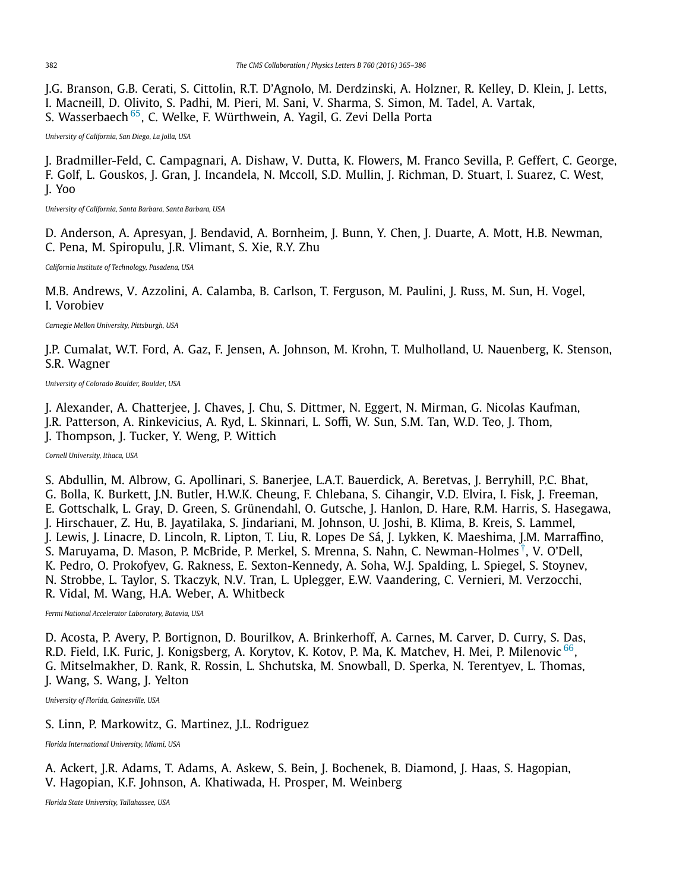J.G. Branson, G.B. Cerati, S. Cittolin, R.T. D'Agnolo, M. Derdzinski, A. Holzner, R. Kelley, D. Klein, J. Letts, I. Macneill, D. Olivito, S. Padhi, M. Pieri, M. Sani, V. Sharma, S. Simon, M. Tadel, A. Vartak, S. Wasserbaech [65], C. Welke, F. Würthwein, A. Yagil, G. Zevi Della Porta

*University of California, San Diego, La Jolla, USA*

J. Bradmiller-Feld, C. Campagnari, A. Dishaw, V. Dutta, K. Flowers, M. Franco Sevilla, P. Geffert, C. George, F. Golf, L. Gouskos, J. Gran, J. Incandela, N. Mccoll, S.D. Mullin, J. Richman, D. Stuart, I. Suarez, C. West, J. Yoo

*University of California, Santa Barbara, Santa Barbara, USA*

D. Anderson, A. Apresyan, J. Bendavid, A. Bornheim, J. Bunn, Y. Chen, J. Duarte, A. Mott, H.B. Newman, C. Pena, M. Spiropulu, J.R. Vlimant, S. Xie, R.Y. Zhu

*California Institute of Technology, Pasadena, USA*

M.B. Andrews, V. Azzolini, A. Calamba, B. Carlson, T. Ferguson, M. Paulini, J. Russ, M. Sun, H. Vogel, I. Vorobiev

*Carnegie Mellon University, Pittsburgh, USA*

J.P. Cumalat, W.T. Ford, A. Gaz, F. Jensen, A. Johnson, M. Krohn, T. Mulholland, U. Nauenberg, K. Stenson, S.R. Wagner

*University of Colorado Boulder, Boulder, USA*

J. Alexander, A. Chatterjee, J. Chaves, J. Chu, S. Dittmer, N. Eggert, N. Mirman, G. Nicolas Kaufman, J.R. Patterson, A. Rinkevicius, A. Ryd, L. Skinnari, L. Soffi, W. Sun, S.M. Tan, W.D. Teo, J. Thom, J. Thompson, J. Tucker, Y. Weng, P. Wittich

*Cornell University, Ithaca, USA*

S. Abdullin, M. Albrow, G. Apollinari, S. Banerjee, L.A.T. Bauerdick, A. Beretvas, J. Berryhill, P.C. Bhat, G. Bolla, K. Burkett, J.N. Butler, H.W.K. Cheung, F. Chlebana, S. Cihangir, V.D. Elvira, I. Fisk, J. Freeman, E. Gottschalk, L. Gray, D. Green, S. Grünendahl, O. Gutsche, J. Hanlon, D. Hare, R.M. Harris, S. Hasegawa, J. Hirschauer, Z. Hu, B. Jayatilaka, S. Jindariani, M. Johnson, U. Joshi, B. Klima, B. Kreis, S. Lammel, J. Lewis, J. Linacre, D. Lincoln, R. Lipton, T. Liu, R. Lopes De Sá, J. Lykken, K. Maeshima, J.M. Marraffino, S. Maruyama, D. Mason, P. McBride, P. Merkel, S. Mrenna, S. Nahn, C. Newman-Holmes [†], V. O'Dell, K. Pedro, O. Prokofyev, G. Rakness, E. Sexton-Kennedy, A. Soha, W.J. Spalding, L. Spiegel, S. Stoynev, N. Strobbe, L. Taylor, S. Tkaczyk, N.V. Tran, L. Uplegger, E.W. Vaandering, C. Vernieri, M. Verzocchi, R. Vidal, M. Wang, H.A. Weber, A. Whitbeck

*Fermi National Accelerator Laboratory, Batavia, USA*

D. Acosta, P. Avery, P. Bortignon, D. Bourilkov, A. Brinkerhoff, A. Carnes, M. Carver, D. Curry, S. Das, R.D. Field, I.K. Furic, J. Konigsberg, A. Korytov, K. Kotov, P. Ma, K. Matchev, H. Mei, P. Milenovic [66], G. Mitselmakher, D. Rank, R. Rossin, L. Shchutska, M. Snowball, D. Sperka, N. Terentyev, L. Thomas, J. Wang, S. Wang, J. Yelton

*University of Florida, Gainesville, USA*

S. Linn, P. Markowitz, G. Martinez, J.L. Rodriguez

*Florida International University, Miami, USA*

A. Ackert, J.R. Adams, T. Adams, A. Askew, S. Bein, J. Bochenek, B. Diamond, J. Haas, S. Hagopian, V. Hagopian, K.F. Johnson, A. Khatiwada, H. Prosper, M. Weinberg

*Florida State University, Tallahassee, USA*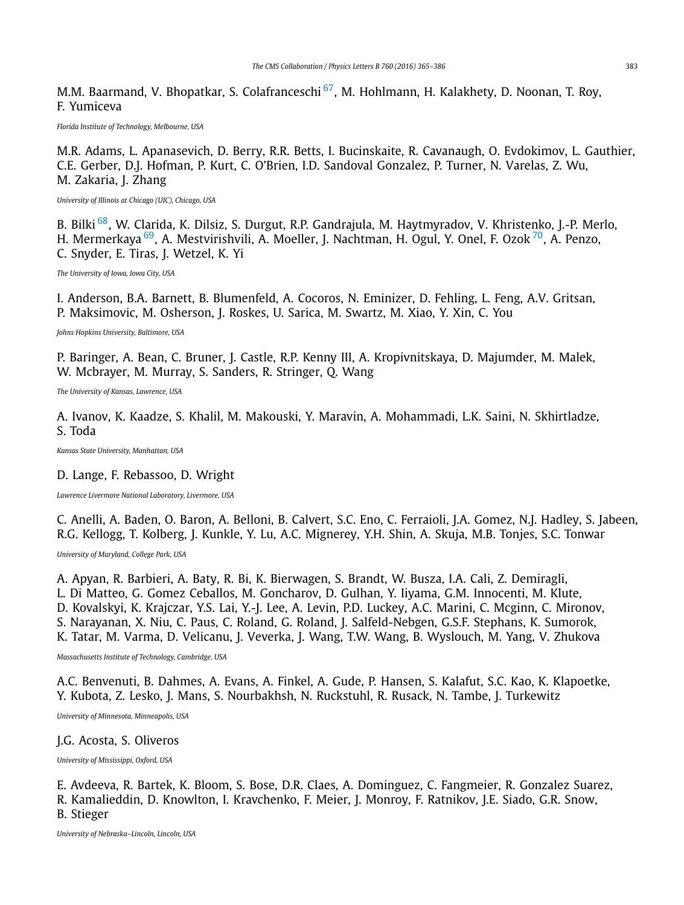M.M. Baarmand, V. Bhopatkar, S. Colafranceschi [67], M. Hohlmann, H. Kalakhety, D. Noonan, T. Roy, F. Yumiceva

*Florida Institute of Technology, Melbourne, USA*

M.R. Adams, L. Apanasevich, D. Berry, R.R. Betts, I. Bucinskaite, R. Cavanaugh, O. Evdokimov, L. Gauthier, C.E. Gerber, D.J. Hofman, P. Kurt, C. O'Brien, I.D. Sandoval Gonzalez, P. Turner, N. Varelas, Z. Wu, M. Zakaria, J. Zhang

*University of Illinois at Chicago (UIC), Chicago, USA*

B. Bilki [68], W. Clarida, K. Dilsiz, S. Durgut, R.P. Gandrajula, M. Haytmyradov, V. Khristenko, J.-P. Merlo, H. Mermerkaya [69], A. Mestvirishvili, A. Moeller, J. Nachtman, H. Ogul, Y. Onel, F. Ozok [70], A. Penzo, C. Snyder, E. Tiras, J. Wetzel, K. Yi

*The University of Iowa, Iowa City, USA*

I. Anderson, B.A. Barnett, B. Blumenfeld, A. Cocoros, N. Eminizer, D. Fehling, L. Feng, A.V. Gritsan, P. Maksimovic, M. Osherson, J. Roskes, U. Sarica, M. Swartz, M. Xiao, Y. Xin, C. You

*Johns Hopkins University, Baltimore, USA*

P. Baringer, A. Bean, C. Bruner, J. Castle, R.P. Kenny III, A. Kropivnitskaya, D. Majumder, M. Malek, W. Mcbrayer, M. Murray, S. Sanders, R. Stringer, Q. Wang

*The University of Kansas, Lawrence, USA*

A. Ivanov, K. Kaadze, S. Khalil, M. Makouski, Y. Maravin, A. Mohammadi, L.K. Saini, N. Skhirtladze, S. Toda

*Kansas State University, Manhattan, USA*

D. Lange, F. Rebassoo, D. Wright

*Lawrence Livermore National Laboratory, Livermore, USA*

C. Anelli, A. Baden, O. Baron, A. Belloni, B. Calvert, S.C. Eno, C. Ferraioli, J.A. Gomez, N.J. Hadley, S. Jabeen, R.G. Kellogg, T. Kolberg, J. Kunkle, Y. Lu, A.C. Mignerey, Y.H. Shin, A. Skuja, M.B. Tonjes, S.C. Tonwar

*University of Maryland, College Park, USA*

A. Apyan, R. Barbieri, A. Baty, R. Bi, K. Bierwagen, S. Brandt, W. Busza, I.A. Cali, Z. Demiragli, L. Di Matteo, G. Gomez Ceballos, M. Goncharov, D. Gulhan, Y. Iiyama, G.M. Innocenti, M. Klute, D. Kovalskyi, K. Krajczar, Y.S. Lai, Y.-J. Lee, A. Levin, P.D. Luckey, A.C. Marini, C. Mcginn, C. Mironov, S. Narayanan, X. Niu, C. Paus, C. Roland, G. Roland, J. Salfeld-Nebgen, G.S.F. Stephans, K. Sumorok, K. Tatar, M. Varma, D. Velicanu, J. Veverka, J. Wang, T.W. Wang, B. Wyslouch, M. Yang, V. Zhukova

*Massachusetts Institute of Technology, Cambridge, USA*

A.C. Benvenuti, B. Dahmes, A. Evans, A. Finkel, A. Gude, P. Hansen, S. Kalafut, S.C. Kao, K. Klapoetke, Y. Kubota, Z. Lesko, J. Mans, S. Nourbakhsh, N. Ruckstuhl, R. Rusack, N. Tambe, J. Turkewitz

*University of Minnesota, Minneapolis, USA*

J.G. Acosta, S. Oliveros

*University of Mississippi, Oxford, USA*

E. Avdeeva, R. Bartek, K. Bloom, S. Bose, D.R. Claes, A. Dominguez, C. Fangmeier, R. Gonzalez Suarez, R. Kamalieddin, D. Knowlton, I. Kravchenko, F. Meier, J. Monroy, F. Ratnikov, J.E. Siado, G.R. Snow, B. Stieger

*University of Nebraska–Lincoln, Lincoln, USA*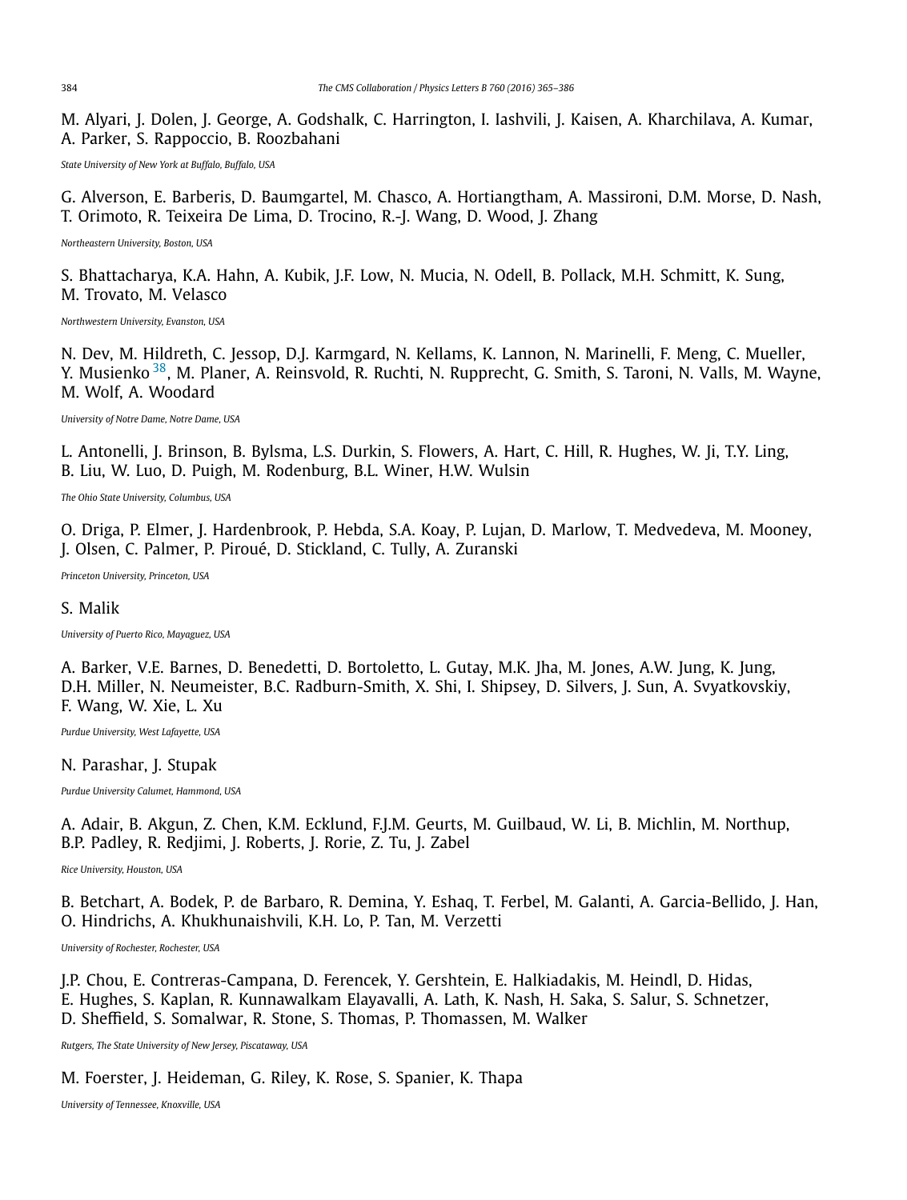M. Alyari, J. Dolen, J. George, A. Godshalk, C. Harrington, I. Iashvili, J. Kaisen, A. Kharchilava, A. Kumar, A. Parker, S. Rappoccio, B. Roozbahani

*State University of New York at Buffalo, Buffalo, USA*

G. Alverson, E. Barberis, D. Baumgartel, M. Chasco, A. Hortiangtham, A. Massironi, D.M. Morse, D. Nash, T. Orimoto, R. Teixeira De Lima, D. Trocino, R.-J. Wang, D. Wood, J. Zhang

*Northeastern University, Boston, USA*

S. Bhattacharya, K.A. Hahn, A. Kubik, J.F. Low, N. Mucia, N. Odell, B. Pollack, M.H. Schmitt, K. Sung, M. Trovato, M. Velasco

*Northwestern University, Evanston, USA*

N. Dev, M. Hildreth, C. Jessop, D.J. Karmgard, N. Kellams, K. Lannon, N. Marinelli, F. Meng, C. Mueller, Y. Musienko [38], M. Planer, A. Reinsvold, R. Ruchti, N. Rupprecht, G. Smith, S. Taroni, N. Valls, M. Wayne, M. Wolf, A. Woodard

*University of Notre Dame, Notre Dame, USA*

L. Antonelli, J. Brinson, B. Bylsma, L.S. Durkin, S. Flowers, A. Hart, C. Hill, R. Hughes, W. Ji, T.Y. Ling, B. Liu, W. Luo, D. Puigh, M. Rodenburg, B.L. Winer, H.W. Wulsin

*The Ohio State University, Columbus, USA*

O. Driga, P. Elmer, J. Hardenbrook, P. Hebda, S.A. Koay, P. Lujan, D. Marlow, T. Medvedeva, M. Mooney, J. Olsen, C. Palmer, P. Piroué, D. Stickland, C. Tully, A. Zuranski

*Princeton University, Princeton, USA*

S. Malik

*University of Puerto Rico, Mayaguez, USA*

A. Barker, V.E. Barnes, D. Benedetti, D. Bortoletto, L. Gutay, M.K. Jha, M. Jones, A.W. Jung, K. Jung, D.H. Miller, N. Neumeister, B.C. Radburn-Smith, X. Shi, I. Shipsey, D. Silvers, J. Sun, A. Svyatkovskiy, F. Wang, W. Xie, L. Xu

*Purdue University, West Lafayette, USA*

N. Parashar, J. Stupak

*Purdue University Calumet, Hammond, USA*

A. Adair, B. Akgun, Z. Chen, K.M. Ecklund, F.J.M. Geurts, M. Guilbaud, W. Li, B. Michlin, M. Northup, B.P. Padley, R. Redjimi, J. Roberts, J. Rorie, Z. Tu, J. Zabel

*Rice University, Houston, USA*

B. Betchart, A. Bodek, P. de Barbaro, R. Demina, Y. Eshaq, T. Ferbel, M. Galanti, A. Garcia-Bellido, J. Han, O. Hindrichs, A. Khukhunaishvili, K.H. Lo, P. Tan, M. Verzetti

*University of Rochester, Rochester, USA*

J.P. Chou, E. Contreras-Campana, D. Ferencek, Y. Gershtein, E. Halkiadakis, M. Heindl, D. Hidas, E. Hughes, S. Kaplan, R. Kunnawalkam Elayavalli, A. Lath, K. Nash, H. Saka, S. Salur, S. Schnetzer, D. Sheffield, S. Somalwar, R. Stone, S. Thomas, P. Thomassen, M. Walker

*Rutgers, The State University of New Jersey, Piscataway, USA*

M. Foerster, J. Heideman, G. Riley, K. Rose, S. Spanier, K. Thapa

*University of Tennessee, Knoxville, USA*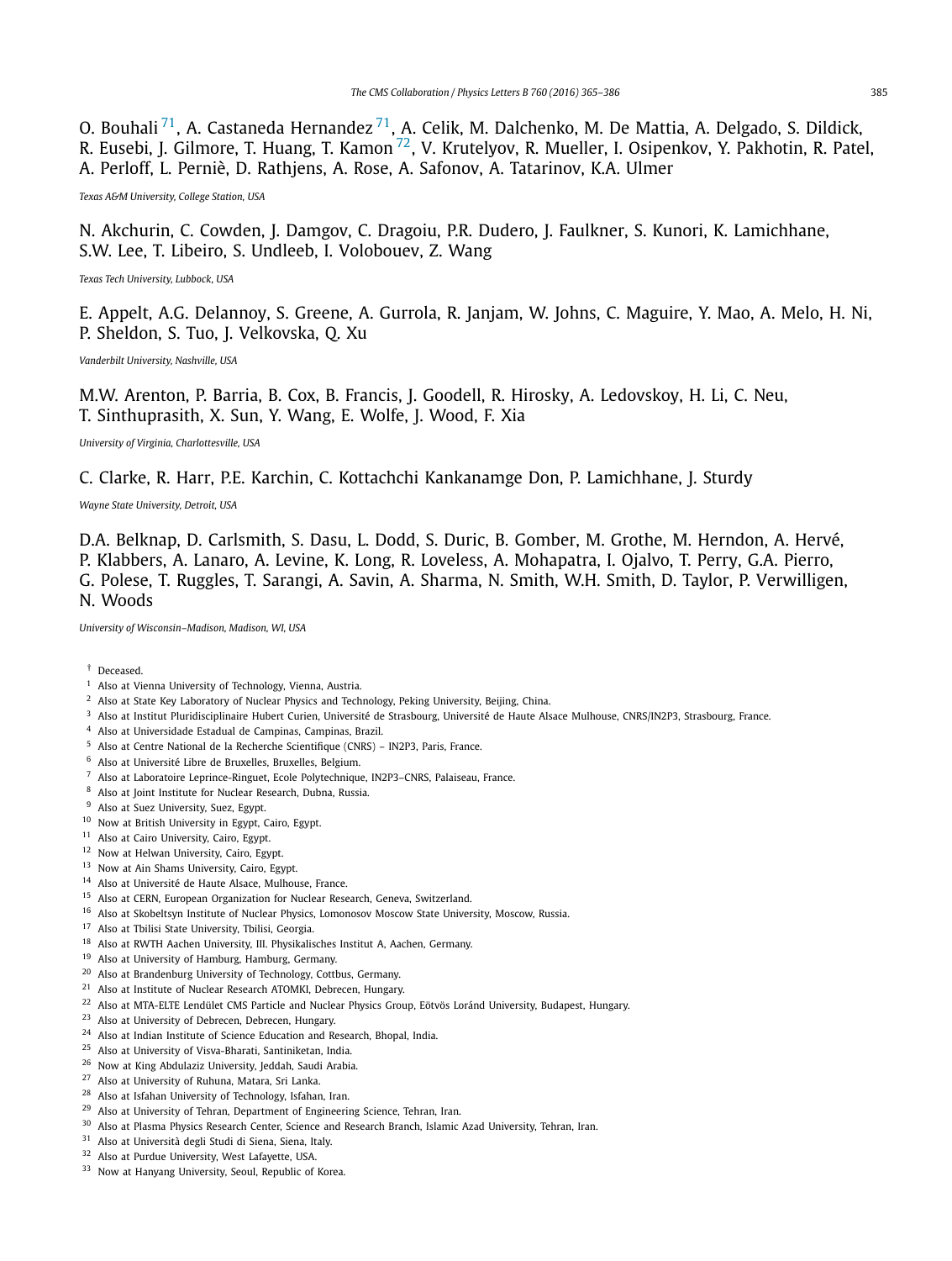O. Bouhali [71], A. Castaneda Hernandez [71], A. Celik, M. Dalchenko, M. De Mattia, A. Delgado, S. Dildick, R. Eusebi, J. Gilmore, T. Huang, T. Kamon [72], V. Krutelyov, R. Mueller, I. Osipenkov, Y. Pakhotin, R. Patel, A. Perloff, L. Perniè, D. Rathjens, A. Rose, A. Safonov, A. Tatarinov, K.A. Ulmer

*Texas A&M University, College Station, USA*

N. Akchurin, C. Cowden, J. Damgov, C. Dragoiu, P.R. Dudero, J. Faulkner, S. Kunori, K. Lamichhane, S.W. Lee, T. Libeiro, S. Undleeb, I. Volobouev, Z. Wang

*Texas Tech University, Lubbock, USA*

E. Appelt, A.G. Delannoy, S. Greene, A. Gurrola, R. Janjam, W. Johns, C. Maguire, Y. Mao, A. Melo, H. Ni, P. Sheldon, S. Tuo, J. Velkovska, Q. Xu

*Vanderbilt University, Nashville, USA*

M.W. Arenton, P. Barria, B. Cox, B. Francis, J. Goodell, R. Hirosky, A. Ledovskoy, H. Li, C. Neu, T. Sinthuprasith, X. Sun, Y. Wang, E. Wolfe, J. Wood, F. Xia

*University of Virginia, Charlottesville, USA*

C. Clarke, R. Harr, P.E. Karchin, C. Kottachchi Kankanamge Don, P. Lamichhane, J. Sturdy

*Wayne State University, Detroit, USA*

D.A. Belknap, D. Carlsmith, S. Dasu, L. Dodd, S. Duric, B. Gomber, M. Grothe, M. Herndon, A. Hervé, P. Klabbers, A. Lanaro, A. Levine, K. Long, R. Loveless, A. Mohapatra, I. Ojalvo, T. Perry, G.A. Pierro, G. Polese, T. Ruggles, T. Sarangi, A. Savin, A. Sharma, N. Smith, W.H. Smith, D. Taylor, P. Verwilligen, N. Woods

*University of Wisconsin–Madison, Madison, WI, USA*

† Deceased.
[1] Also at Vienna University of Technology, Vienna, Austria.
[2] Also at State Key Laboratory of Nuclear Physics and Technology, Peking University, Beijing, China.
[3] Also at Institut Pluridisciplinaire Hubert Curien, Université de Strasbourg, Université de Haute Alsace Mulhouse, CNRS/IN2P3, Strasbourg, France.
[4] Also at Universidade Estadual de Campinas, Campinas, Brazil.
[5] Also at Centre National de la Recherche Scientifique (CNRS) – IN2P3, Paris, France.
[6] Also at Université Libre de Bruxelles, Bruxelles, Belgium.
[7] Also at Laboratoire Leprince-Ringuet, Ecole Polytechnique, IN2P3–CNRS, Palaiseau, France.
[8] Also at Joint Institute for Nuclear Research, Dubna, Russia.
[9] Also at Suez University, Suez, Egypt.
[10] Now at British University in Egypt, Cairo, Egypt.
[11] Also at Cairo University, Cairo, Egypt.
[12] Now at Helwan University, Cairo, Egypt.
[13] Now at Ain Shams University, Cairo, Egypt.
[14] Also at Université de Haute Alsace, Mulhouse, France.
[15] Also at CERN, European Organization for Nuclear Research, Geneva, Switzerland.
[16] Also at Skobeltsyn Institute of Nuclear Physics, Lomonosov Moscow State University, Moscow, Russia.
[17] Also at Tbilisi State University, Tbilisi, Georgia.
[18] Also at RWTH Aachen University, III. Physikalisches Institut A, Aachen, Germany.
[19] Also at University of Hamburg, Hamburg, Germany.
[20] Also at Brandenburg University of Technology, Cottbus, Germany.
[21] Also at Institute of Nuclear Research ATOMKI, Debrecen, Hungary.
[22] Also at MTA-ELTE Lendület CMS Particle and Nuclear Physics Group, Eötvös Loránd University, Budapest, Hungary.
[23] Also at University of Debrecen, Debrecen, Hungary.
[24] Also at Indian Institute of Science Education and Research, Bhopal, India.
[25] Also at University of Visva-Bharati, Santiniketan, India.
[26] Now at King Abdulaziz University, Jeddah, Saudi Arabia.
[27] Also at University of Ruhuna, Matara, Sri Lanka.
[28] Also at Isfahan University of Technology, Isfahan, Iran.
[29] Also at University of Tehran, Department of Engineering Science, Tehran, Iran.
[30] Also at Plasma Physics Research Center, Science and Research Branch, Islamic Azad University, Tehran, Iran.
[31] Also at Università degli Studi di Siena, Siena, Italy.
[32] Also at Purdue University, West Lafayette, USA.
[33] Now at Hanyang University, Seoul, Republic of Korea.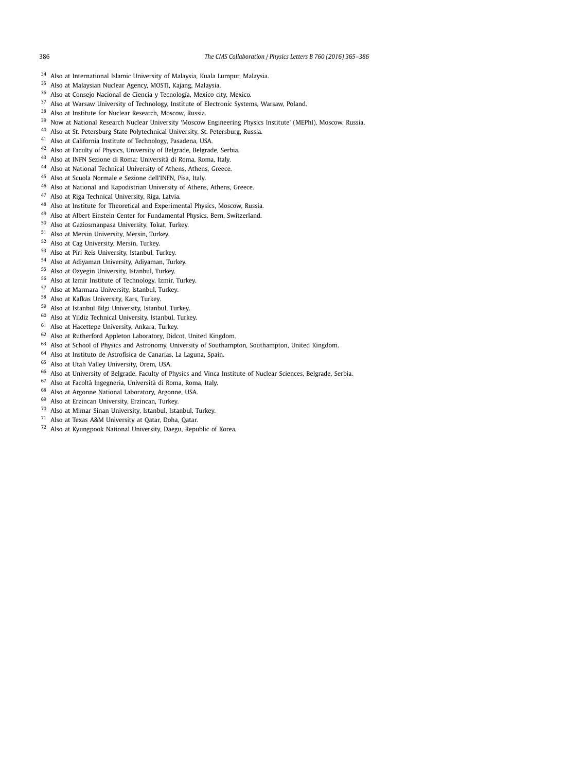[34] Also at International Islamic University of Malaysia, Kuala Lumpur, Malaysia.
[35] Also at Malaysian Nuclear Agency, MOSTI, Kajang, Malaysia.
[36] Also at Consejo Nacional de Ciencia y Tecnología, Mexico city, Mexico.
[37] Also at Warsaw University of Technology, Institute of Electronic Systems, Warsaw, Poland.
[38] Also at Institute for Nuclear Research, Moscow, Russia.
[39] Now at National Research Nuclear University 'Moscow Engineering Physics Institute' (MEPhI), Moscow, Russia.
[40] Also at St. Petersburg State Polytechnical University, St. Petersburg, Russia.
[41] Also at California Institute of Technology, Pasadena, USA.
[42] Also at Faculty of Physics, University of Belgrade, Belgrade, Serbia.
[43] Also at INFN Sezione di Roma; Università di Roma, Roma, Italy.
[44] Also at National Technical University of Athens, Athens, Greece.
[45] Also at Scuola Normale e Sezione dell'INFN, Pisa, Italy.
[46] Also at National and Kapodistrian University of Athens, Athens, Greece.
[47] Also at Riga Technical University, Riga, Latvia.
[48] Also at Institute for Theoretical and Experimental Physics, Moscow, Russia.
[49] Also at Albert Einstein Center for Fundamental Physics, Bern, Switzerland.
[50] Also at Gaziosmanpasa University, Tokat, Turkey.
[51] Also at Mersin University, Mersin, Turkey.
[52] Also at Cag University, Mersin, Turkey.
[53] Also at Piri Reis University, Istanbul, Turkey.
[54] Also at Adiyaman University, Adiyaman, Turkey.
[55] Also at Ozyegin University, Istanbul, Turkey.
[56] Also at Izmir Institute of Technology, Izmir, Turkey.
[57] Also at Marmara University, Istanbul, Turkey.
[58] Also at Kafkas University, Kars, Turkey.
[59] Also at Istanbul Bilgi University, Istanbul, Turkey.
[60] Also at Yildiz Technical University, Istanbul, Turkey.
[61] Also at Hacettepe University, Ankara, Turkey.
[62] Also at Rutherford Appleton Laboratory, Didcot, United Kingdom.
[63] Also at School of Physics and Astronomy, University of Southampton, Southampton, United Kingdom.
[64] Also at Instituto de Astrofísica de Canarias, La Laguna, Spain.
[65] Also at Utah Valley University, Orem, USA.
[66] Also at University of Belgrade, Faculty of Physics and Vinca Institute of Nuclear Sciences, Belgrade, Serbia.
[67] Also at Facoltà Ingegneria, Università di Roma, Roma, Italy.
[68] Also at Argonne National Laboratory, Argonne, USA.
[69] Also at Erzincan University, Erzincan, Turkey.
[70] Also at Mimar Sinan University, Istanbul, Istanbul, Turkey.
[71] Also at Texas A&M University at Qatar, Doha, Qatar.
[72] Also at Kyungpook National University, Daegu, Republic of Korea.